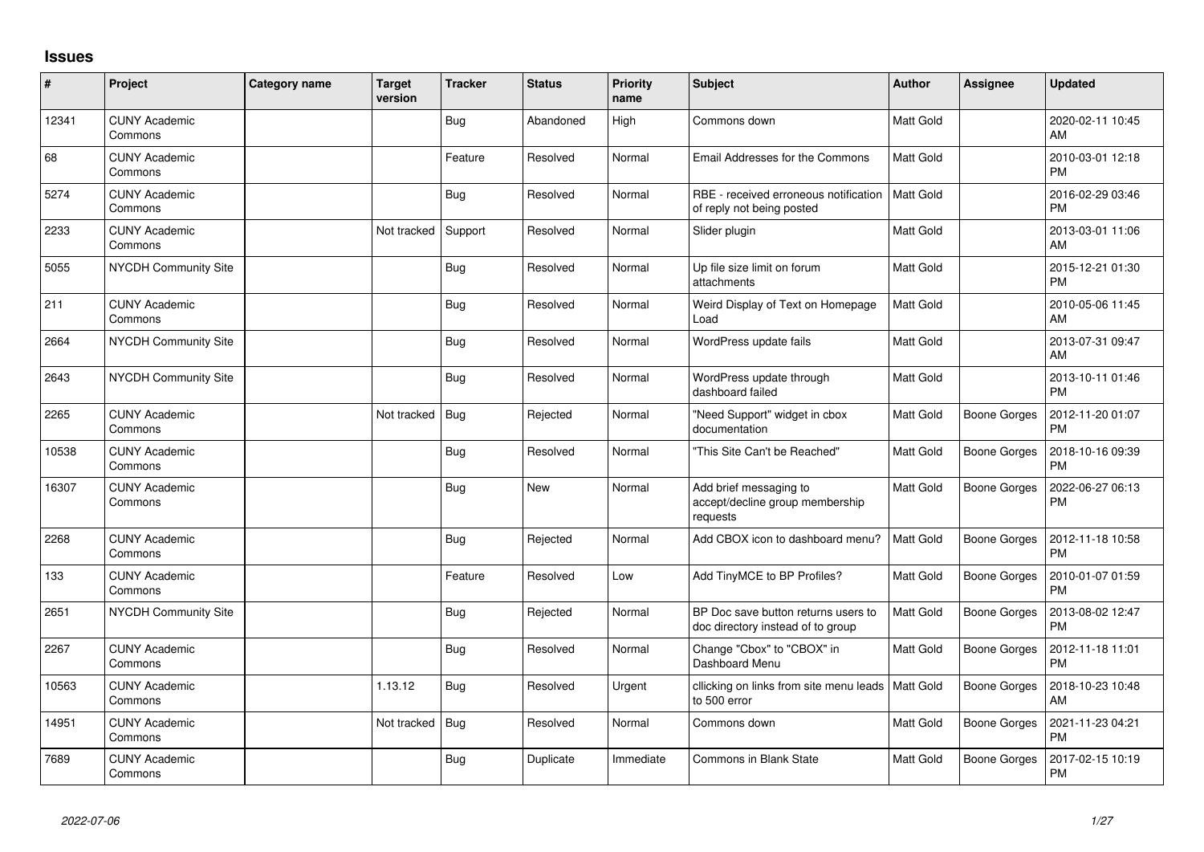# Issues

| # | Project | Category name | Target version | Tracker | Status | Priority name | Subject | Author | Assignee | Updated |
|---|---|---|---|---|---|---|---|---|---|---|
| 12341 | CUNY Academic Commons | | | Bug | Abandoned | High | Commons down | Matt Gold | | 2020-02-11 10:45 AM |
| 68 | CUNY Academic Commons | | | Feature | Resolved | Normal | Email Addresses for the Commons | Matt Gold | | 2010-03-01 12:18 PM |
| 5274 | CUNY Academic Commons | | | Bug | Resolved | Normal | RBE - received erroneous notification of reply not being posted | Matt Gold | | 2016-02-29 03:46 PM |
| 2233 | CUNY Academic Commons | | Not tracked | Support | Resolved | Normal | Slider plugin | Matt Gold | | 2013-03-01 11:06 AM |
| 5055 | NYCDH Community Site | | | Bug | Resolved | Normal | Up file size limit on forum attachments | Matt Gold | | 2015-12-21 01:30 PM |
| 211 | CUNY Academic Commons | | | Bug | Resolved | Normal | Weird Display of Text on Homepage Load | Matt Gold | | 2010-05-06 11:45 AM |
| 2664 | NYCDH Community Site | | | Bug | Resolved | Normal | WordPress update fails | Matt Gold | | 2013-07-31 09:47 AM |
| 2643 | NYCDH Community Site | | | Bug | Resolved | Normal | WordPress update through dashboard failed | Matt Gold | | 2013-10-11 01:46 PM |
| 2265 | CUNY Academic Commons | | Not tracked | Bug | Rejected | Normal | "Need Support" widget in cbox documentation | Matt Gold | Boone Gorges | 2012-11-20 01:07 PM |
| 10538 | CUNY Academic Commons | | | Bug | Resolved | Normal | "This Site Can't be Reached" | Matt Gold | Boone Gorges | 2018-10-16 09:39 PM |
| 16307 | CUNY Academic Commons | | | Bug | New | Normal | Add brief messaging to accept/decline group membership requests | Matt Gold | Boone Gorges | 2022-06-27 06:13 PM |
| 2268 | CUNY Academic Commons | | | Bug | Rejected | Normal | Add CBOX icon to dashboard menu? | Matt Gold | Boone Gorges | 2012-11-18 10:58 PM |
| 133 | CUNY Academic Commons | | | Feature | Resolved | Low | Add TinyMCE to BP Profiles? | Matt Gold | Boone Gorges | 2010-01-07 01:59 PM |
| 2651 | NYCDH Community Site | | | Bug | Rejected | Normal | BP Doc save button returns users to doc directory instead of to group | Matt Gold | Boone Gorges | 2013-08-02 12:47 PM |
| 2267 | CUNY Academic Commons | | | Bug | Resolved | Normal | Change "Cbox" to "CBOX" in Dashboard Menu | Matt Gold | Boone Gorges | 2012-11-18 11:01 PM |
| 10563 | CUNY Academic Commons | | 1.13.12 | Bug | Resolved | Urgent | cllicking on links from site menu leads to 500 error | Matt Gold | Boone Gorges | 2018-10-23 10:48 AM |
| 14951 | CUNY Academic Commons | | Not tracked | Bug | Resolved | Normal | Commons down | Matt Gold | Boone Gorges | 2021-11-23 04:21 PM |
| 7689 | CUNY Academic Commons | | | Bug | Duplicate | Immediate | Commons in Blank State | Matt Gold | Boone Gorges | 2017-02-15 10:19 PM |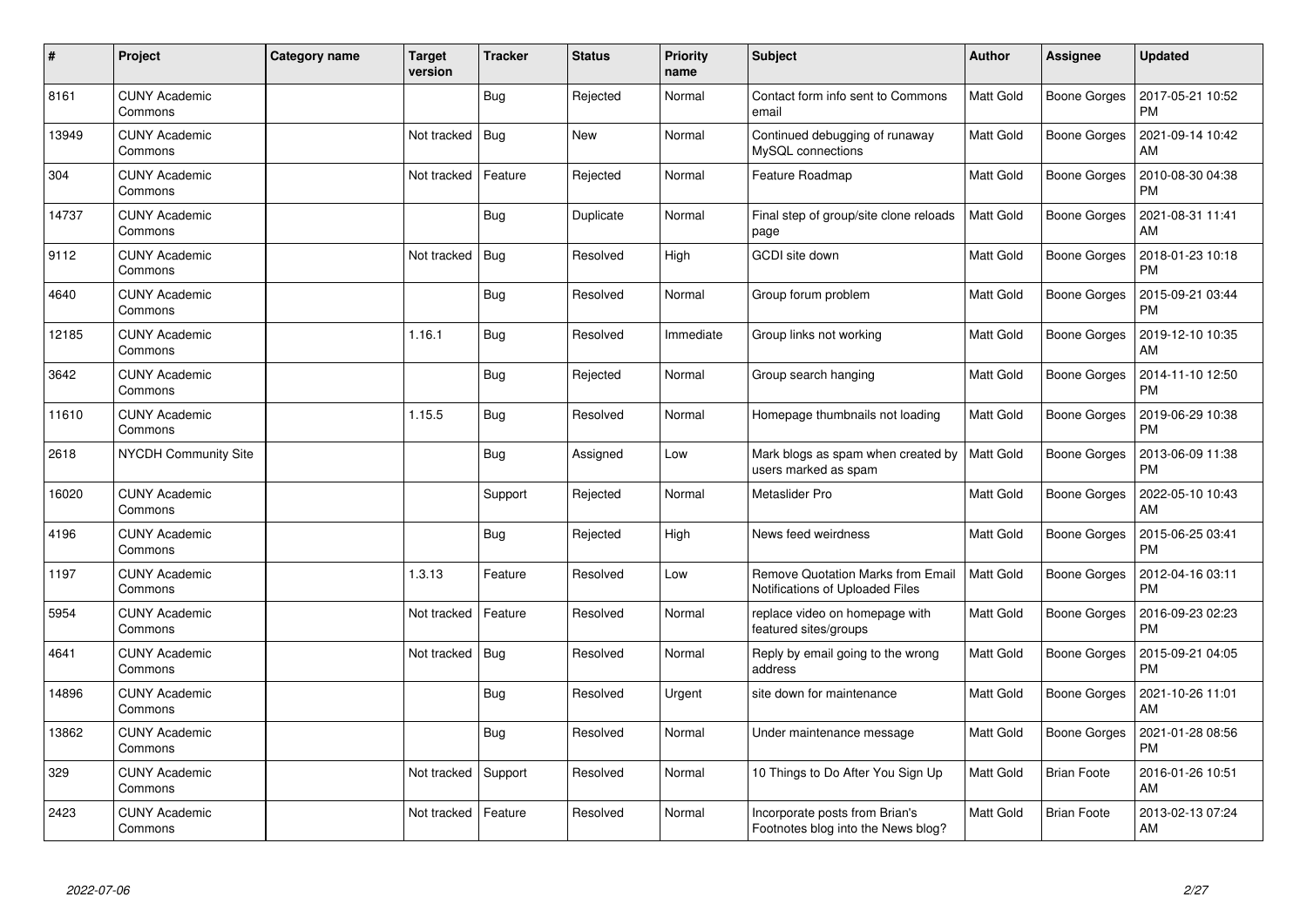| # | Project | Category name | Target version | Tracker | Status | Priority name | Subject | Author | Assignee | Updated |
|---|---|---|---|---|---|---|---|---|---|---|
| 8161 | CUNY Academic Commons | | | Bug | Rejected | Normal | Contact form info sent to Commons email | Matt Gold | Boone Gorges | 2017-05-21 10:52 PM |
| 13949 | CUNY Academic Commons | | Not tracked | Bug | New | Normal | Continued debugging of runaway MySQL connections | Matt Gold | Boone Gorges | 2021-09-14 10:42 AM |
| 304 | CUNY Academic Commons | | Not tracked | Feature | Rejected | Normal | Feature Roadmap | Matt Gold | Boone Gorges | 2010-08-30 04:38 PM |
| 14737 | CUNY Academic Commons | | | Bug | Duplicate | Normal | Final step of group/site clone reloads page | Matt Gold | Boone Gorges | 2021-08-31 11:41 AM |
| 9112 | CUNY Academic Commons | | Not tracked | Bug | Resolved | High | GCDI site down | Matt Gold | Boone Gorges | 2018-01-23 10:18 PM |
| 4640 | CUNY Academic Commons | | | Bug | Resolved | Normal | Group forum problem | Matt Gold | Boone Gorges | 2015-09-21 03:44 PM |
| 12185 | CUNY Academic Commons | | 1.16.1 | Bug | Resolved | Immediate | Group links not working | Matt Gold | Boone Gorges | 2019-12-10 10:35 AM |
| 3642 | CUNY Academic Commons | | | Bug | Rejected | Normal | Group search hanging | Matt Gold | Boone Gorges | 2014-11-10 12:50 PM |
| 11610 | CUNY Academic Commons | | 1.15.5 | Bug | Resolved | Normal | Homepage thumbnails not loading | Matt Gold | Boone Gorges | 2019-06-29 10:38 PM |
| 2618 | NYCDH Community Site | | | Bug | Assigned | Low | Mark blogs as spam when created by users marked as spam | Matt Gold | Boone Gorges | 2013-06-09 11:38 PM |
| 16020 | CUNY Academic Commons | | | Support | Rejected | Normal | Metaslider Pro | Matt Gold | Boone Gorges | 2022-05-10 10:43 AM |
| 4196 | CUNY Academic Commons | | | Bug | Rejected | High | News feed weirdness | Matt Gold | Boone Gorges | 2015-06-25 03:41 PM |
| 1197 | CUNY Academic Commons | | 1.3.13 | Feature | Resolved | Low | Remove Quotation Marks from Email Notifications of Uploaded Files | Matt Gold | Boone Gorges | 2012-04-16 03:11 PM |
| 5954 | CUNY Academic Commons | | Not tracked | Feature | Resolved | Normal | replace video on homepage with featured sites/groups | Matt Gold | Boone Gorges | 2016-09-23 02:23 PM |
| 4641 | CUNY Academic Commons | | Not tracked | Bug | Resolved | Normal | Reply by email going to the wrong address | Matt Gold | Boone Gorges | 2015-09-21 04:05 PM |
| 14896 | CUNY Academic Commons | | | Bug | Resolved | Urgent | site down for maintenance | Matt Gold | Boone Gorges | 2021-10-26 11:01 AM |
| 13862 | CUNY Academic Commons | | | Bug | Resolved | Normal | Under maintenance message | Matt Gold | Boone Gorges | 2021-01-28 08:56 PM |
| 329 | CUNY Academic Commons | | Not tracked | Support | Resolved | Normal | 10 Things to Do After You Sign Up | Matt Gold | Brian Foote | 2016-01-26 10:51 AM |
| 2423 | CUNY Academic Commons | | Not tracked | Feature | Resolved | Normal | Incorporate posts from Brian's Footnotes blog into the News blog? | Matt Gold | Brian Foote | 2013-02-13 07:24 AM |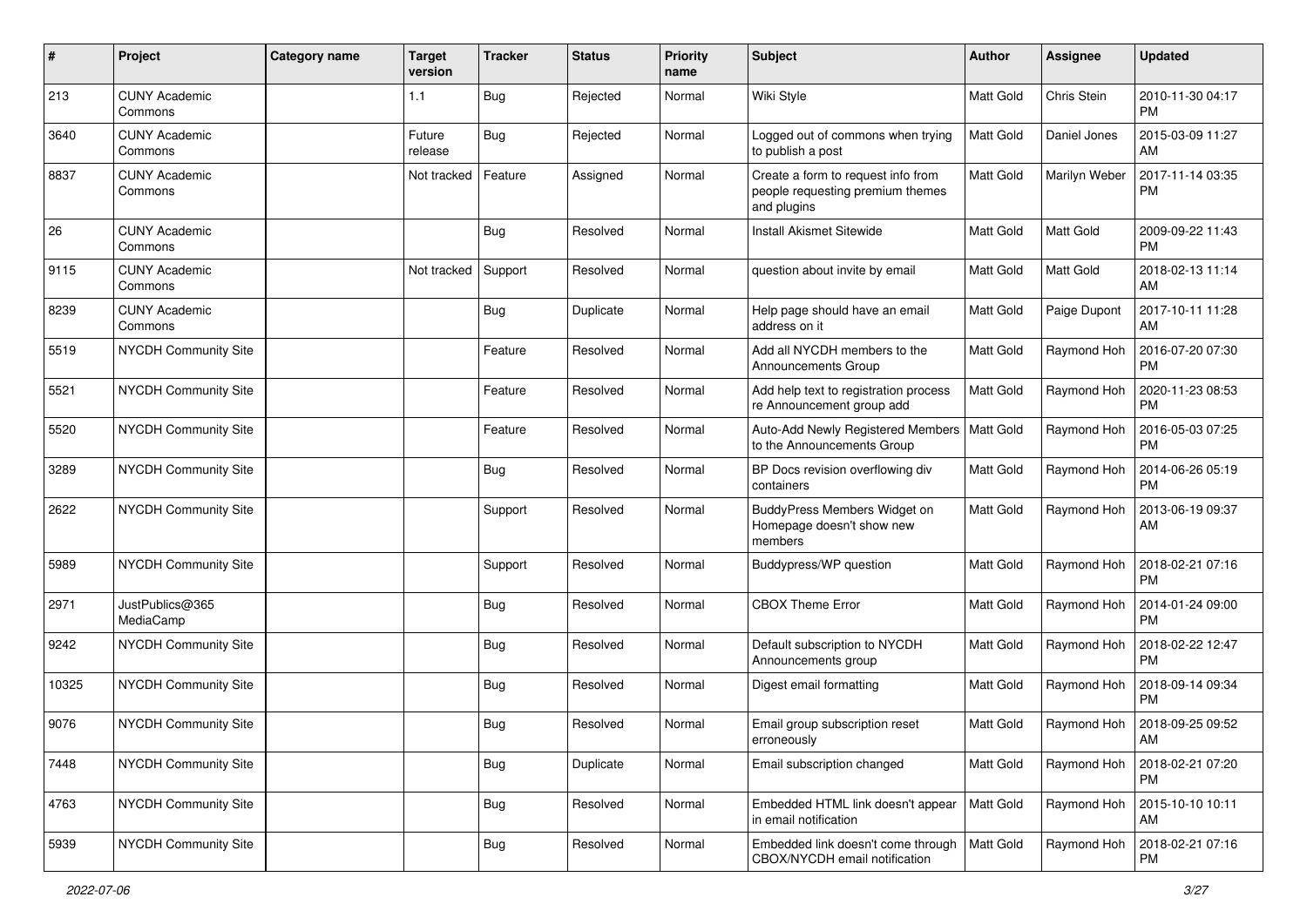| # | Project | Category name | Target version | Tracker | Status | Priority name | Subject | Author | Assignee | Updated |
|---|---|---|---|---|---|---|---|---|---|---|
| 213 | CUNY Academic Commons | | 1.1 | Bug | Rejected | Normal | Wiki Style | Matt Gold | Chris Stein | 2010-11-30 04:17 PM |
| 3640 | CUNY Academic Commons | | Future release | Bug | Rejected | Normal | Logged out of commons when trying to publish a post | Matt Gold | Daniel Jones | 2015-03-09 11:27 AM |
| 8837 | CUNY Academic Commons | | Not tracked | Feature | Assigned | Normal | Create a form to request info from people requesting premium themes and plugins | Matt Gold | Marilyn Weber | 2017-11-14 03:35 PM |
| 26 | CUNY Academic Commons | | | Bug | Resolved | Normal | Install Akismet Sitewide | Matt Gold | Matt Gold | 2009-09-22 11:43 PM |
| 9115 | CUNY Academic Commons | | Not tracked | Support | Resolved | Normal | question about invite by email | Matt Gold | Matt Gold | 2018-02-13 11:14 AM |
| 8239 | CUNY Academic Commons | | | Bug | Duplicate | Normal | Help page should have an email address on it | Matt Gold | Paige Dupont | 2017-10-11 11:28 AM |
| 5519 | NYCDH Community Site | | | Feature | Resolved | Normal | Add all NYCDH members to the Announcements Group | Matt Gold | Raymond Hoh | 2016-07-20 07:30 PM |
| 5521 | NYCDH Community Site | | | Feature | Resolved | Normal | Add help text to registration process re Announcement group add | Matt Gold | Raymond Hoh | 2020-11-23 08:53 PM |
| 5520 | NYCDH Community Site | | | Feature | Resolved | Normal | Auto-Add Newly Registered Members to the Announcements Group | Matt Gold | Raymond Hoh | 2016-05-03 07:25 PM |
| 3289 | NYCDH Community Site | | | Bug | Resolved | Normal | BP Docs revision overflowing div containers | Matt Gold | Raymond Hoh | 2014-06-26 05:19 PM |
| 2622 | NYCDH Community Site | | | Support | Resolved | Normal | BuddyPress Members Widget on Homepage doesn't show new members | Matt Gold | Raymond Hoh | 2013-06-19 09:37 AM |
| 5989 | NYCDH Community Site | | | Support | Resolved | Normal | Buddypress/WP question | Matt Gold | Raymond Hoh | 2018-02-21 07:16 PM |
| 2971 | JustPublics@365 MediaCamp | | | Bug | Resolved | Normal | CBOX Theme Error | Matt Gold | Raymond Hoh | 2014-01-24 09:00 PM |
| 9242 | NYCDH Community Site | | | Bug | Resolved | Normal | Default subscription to NYCDH Announcements group | Matt Gold | Raymond Hoh | 2018-02-22 12:47 PM |
| 10325 | NYCDH Community Site | | | Bug | Resolved | Normal | Digest email formatting | Matt Gold | Raymond Hoh | 2018-09-14 09:34 PM |
| 9076 | NYCDH Community Site | | | Bug | Resolved | Normal | Email group subscription reset erroneously | Matt Gold | Raymond Hoh | 2018-09-25 09:52 AM |
| 7448 | NYCDH Community Site | | | Bug | Duplicate | Normal | Email subscription changed | Matt Gold | Raymond Hoh | 2018-02-21 07:20 PM |
| 4763 | NYCDH Community Site | | | Bug | Resolved | Normal | Embedded HTML link doesn't appear in email notification | Matt Gold | Raymond Hoh | 2015-10-10 10:11 AM |
| 5939 | NYCDH Community Site | | | Bug | Resolved | Normal | Embedded link doesn't come through CBOX/NYCDH email notification | Matt Gold | Raymond Hoh | 2018-02-21 07:16 PM |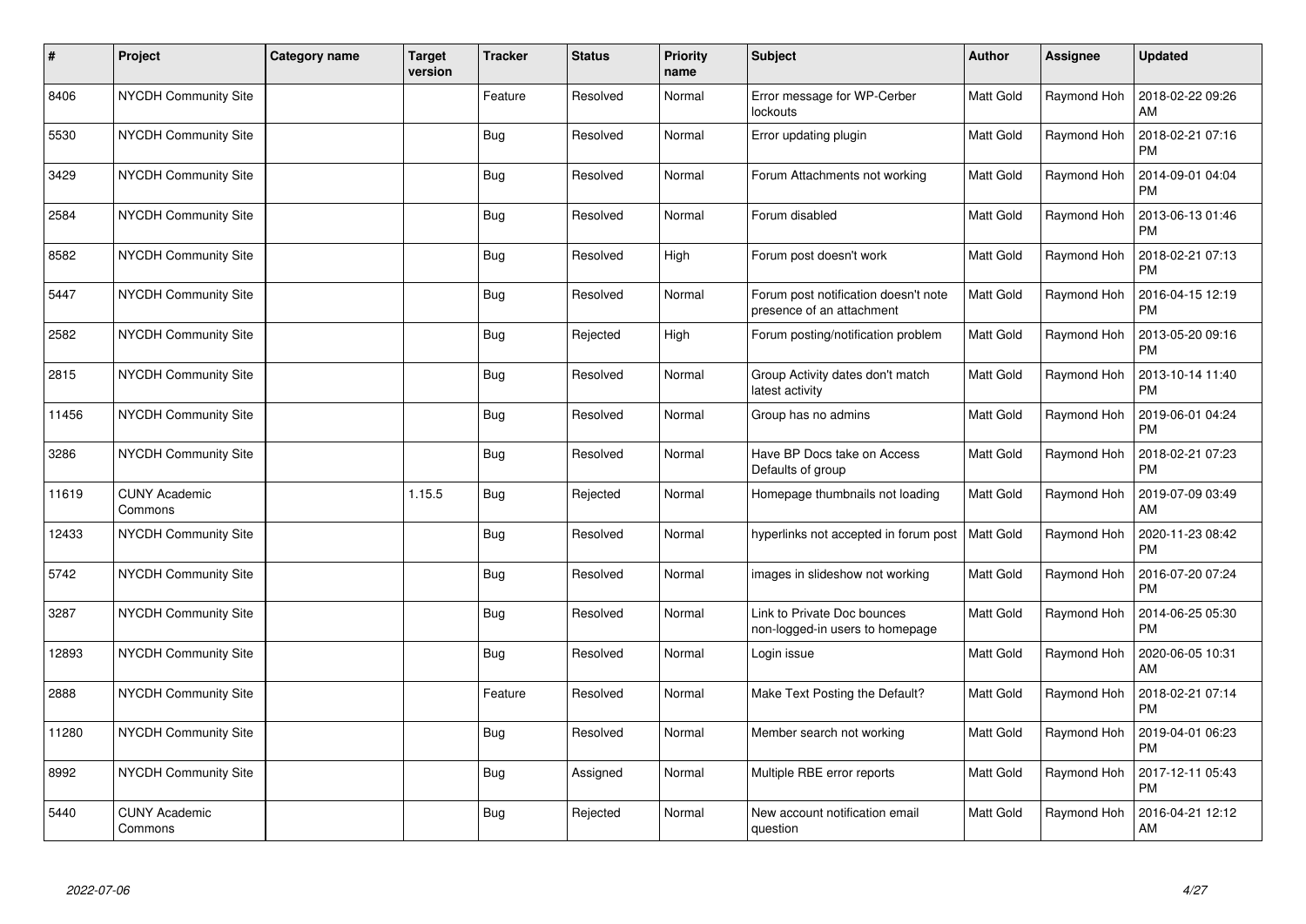| # | Project | Category name | Target version | Tracker | Status | Priority name | Subject | Author | Assignee | Updated |
|---|---|---|---|---|---|---|---|---|---|---|
| 8406 | NYCDH Community Site | | | Feature | Resolved | Normal | Error message for WP-Cerber lockouts | Matt Gold | Raymond Hoh | 2018-02-22 09:26 AM |
| 5530 | NYCDH Community Site | | | Bug | Resolved | Normal | Error updating plugin | Matt Gold | Raymond Hoh | 2018-02-21 07:16 PM |
| 3429 | NYCDH Community Site | | | Bug | Resolved | Normal | Forum Attachments not working | Matt Gold | Raymond Hoh | 2014-09-01 04:04 PM |
| 2584 | NYCDH Community Site | | | Bug | Resolved | Normal | Forum disabled | Matt Gold | Raymond Hoh | 2013-06-13 01:46 PM |
| 8582 | NYCDH Community Site | | | Bug | Resolved | High | Forum post doesn't work | Matt Gold | Raymond Hoh | 2018-02-21 07:13 PM |
| 5447 | NYCDH Community Site | | | Bug | Resolved | Normal | Forum post notification doesn't note presence of an attachment | Matt Gold | Raymond Hoh | 2016-04-15 12:19 PM |
| 2582 | NYCDH Community Site | | | Bug | Rejected | High | Forum posting/notification problem | Matt Gold | Raymond Hoh | 2013-05-20 09:16 PM |
| 2815 | NYCDH Community Site | | | Bug | Resolved | Normal | Group Activity dates don't match latest activity | Matt Gold | Raymond Hoh | 2013-10-14 11:40 PM |
| 11456 | NYCDH Community Site | | | Bug | Resolved | Normal | Group has no admins | Matt Gold | Raymond Hoh | 2019-06-01 04:24 PM |
| 3286 | NYCDH Community Site | | | Bug | Resolved | Normal | Have BP Docs take on Access Defaults of group | Matt Gold | Raymond Hoh | 2018-02-21 07:23 PM |
| 11619 | CUNY Academic Commons | | 1.15.5 | Bug | Rejected | Normal | Homepage thumbnails not loading | Matt Gold | Raymond Hoh | 2019-07-09 03:49 AM |
| 12433 | NYCDH Community Site | | | Bug | Resolved | Normal | hyperlinks not accepted in forum post | Matt Gold | Raymond Hoh | 2020-11-23 08:42 PM |
| 5742 | NYCDH Community Site | | | Bug | Resolved | Normal | images in slideshow not working | Matt Gold | Raymond Hoh | 2016-07-20 07:24 PM |
| 3287 | NYCDH Community Site | | | Bug | Resolved | Normal | Link to Private Doc bounces non-logged-in users to homepage | Matt Gold | Raymond Hoh | 2014-06-25 05:30 PM |
| 12893 | NYCDH Community Site | | | Bug | Resolved | Normal | Login issue | Matt Gold | Raymond Hoh | 2020-06-05 10:31 AM |
| 2888 | NYCDH Community Site | | | Feature | Resolved | Normal | Make Text Posting the Default? | Matt Gold | Raymond Hoh | 2018-02-21 07:14 PM |
| 11280 | NYCDH Community Site | | | Bug | Resolved | Normal | Member search not working | Matt Gold | Raymond Hoh | 2019-04-01 06:23 PM |
| 8992 | NYCDH Community Site | | | Bug | Assigned | Normal | Multiple RBE error reports | Matt Gold | Raymond Hoh | 2017-12-11 05:43 PM |
| 5440 | CUNY Academic Commons | | | Bug | Rejected | Normal | New account notification email question | Matt Gold | Raymond Hoh | 2016-04-21 12:12 AM |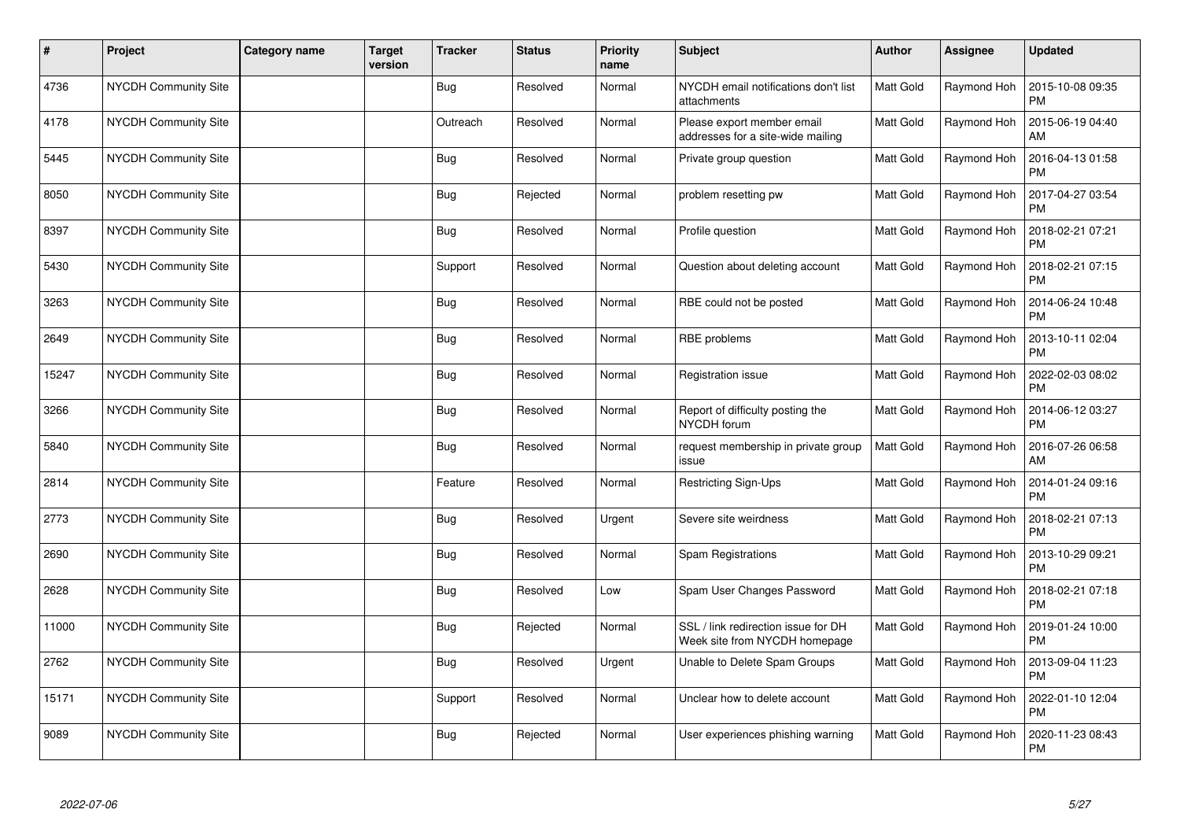| # | Project | Category name | Target version | Tracker | Status | Priority name | Subject | Author | Assignee | Updated |
|---|---|---|---|---|---|---|---|---|---|---|
| 4736 | NYCDH Community Site | | | Bug | Resolved | Normal | NYCDH email notifications don't list attachments | Matt Gold | Raymond Hoh | 2015-10-08 09:35 PM |
| 4178 | NYCDH Community Site | | | Outreach | Resolved | Normal | Please export member email addresses for a site-wide mailing | Matt Gold | Raymond Hoh | 2015-06-19 04:40 AM |
| 5445 | NYCDH Community Site | | | Bug | Resolved | Normal | Private group question | Matt Gold | Raymond Hoh | 2016-04-13 01:58 PM |
| 8050 | NYCDH Community Site | | | Bug | Rejected | Normal | problem resetting pw | Matt Gold | Raymond Hoh | 2017-04-27 03:54 PM |
| 8397 | NYCDH Community Site | | | Bug | Resolved | Normal | Profile question | Matt Gold | Raymond Hoh | 2018-02-21 07:21 PM |
| 5430 | NYCDH Community Site | | | Support | Resolved | Normal | Question about deleting account | Matt Gold | Raymond Hoh | 2018-02-21 07:15 PM |
| 3263 | NYCDH Community Site | | | Bug | Resolved | Normal | RBE could not be posted | Matt Gold | Raymond Hoh | 2014-06-24 10:48 PM |
| 2649 | NYCDH Community Site | | | Bug | Resolved | Normal | RBE problems | Matt Gold | Raymond Hoh | 2013-10-11 02:04 PM |
| 15247 | NYCDH Community Site | | | Bug | Resolved | Normal | Registration issue | Matt Gold | Raymond Hoh | 2022-02-03 08:02 PM |
| 3266 | NYCDH Community Site | | | Bug | Resolved | Normal | Report of difficulty posting the NYCDH forum | Matt Gold | Raymond Hoh | 2014-06-12 03:27 PM |
| 5840 | NYCDH Community Site | | | Bug | Resolved | Normal | request membership in private group issue | Matt Gold | Raymond Hoh | 2016-07-26 06:58 AM |
| 2814 | NYCDH Community Site | | | Feature | Resolved | Normal | Restricting Sign-Ups | Matt Gold | Raymond Hoh | 2014-01-24 09:16 PM |
| 2773 | NYCDH Community Site | | | Bug | Resolved | Urgent | Severe site weirdness | Matt Gold | Raymond Hoh | 2018-02-21 07:13 PM |
| 2690 | NYCDH Community Site | | | Bug | Resolved | Normal | Spam Registrations | Matt Gold | Raymond Hoh | 2013-10-29 09:21 PM |
| 2628 | NYCDH Community Site | | | Bug | Resolved | Low | Spam User Changes Password | Matt Gold | Raymond Hoh | 2018-02-21 07:18 PM |
| 11000 | NYCDH Community Site | | | Bug | Rejected | Normal | SSL / link redirection issue for DH Week site from NYCDH homepage | Matt Gold | Raymond Hoh | 2019-01-24 10:00 PM |
| 2762 | NYCDH Community Site | | | Bug | Resolved | Urgent | Unable to Delete Spam Groups | Matt Gold | Raymond Hoh | 2013-09-04 11:23 PM |
| 15171 | NYCDH Community Site | | | Support | Resolved | Normal | Unclear how to delete account | Matt Gold | Raymond Hoh | 2022-01-10 12:04 PM |
| 9089 | NYCDH Community Site | | | Bug | Rejected | Normal | User experiences phishing warning | Matt Gold | Raymond Hoh | 2020-11-23 08:43 PM |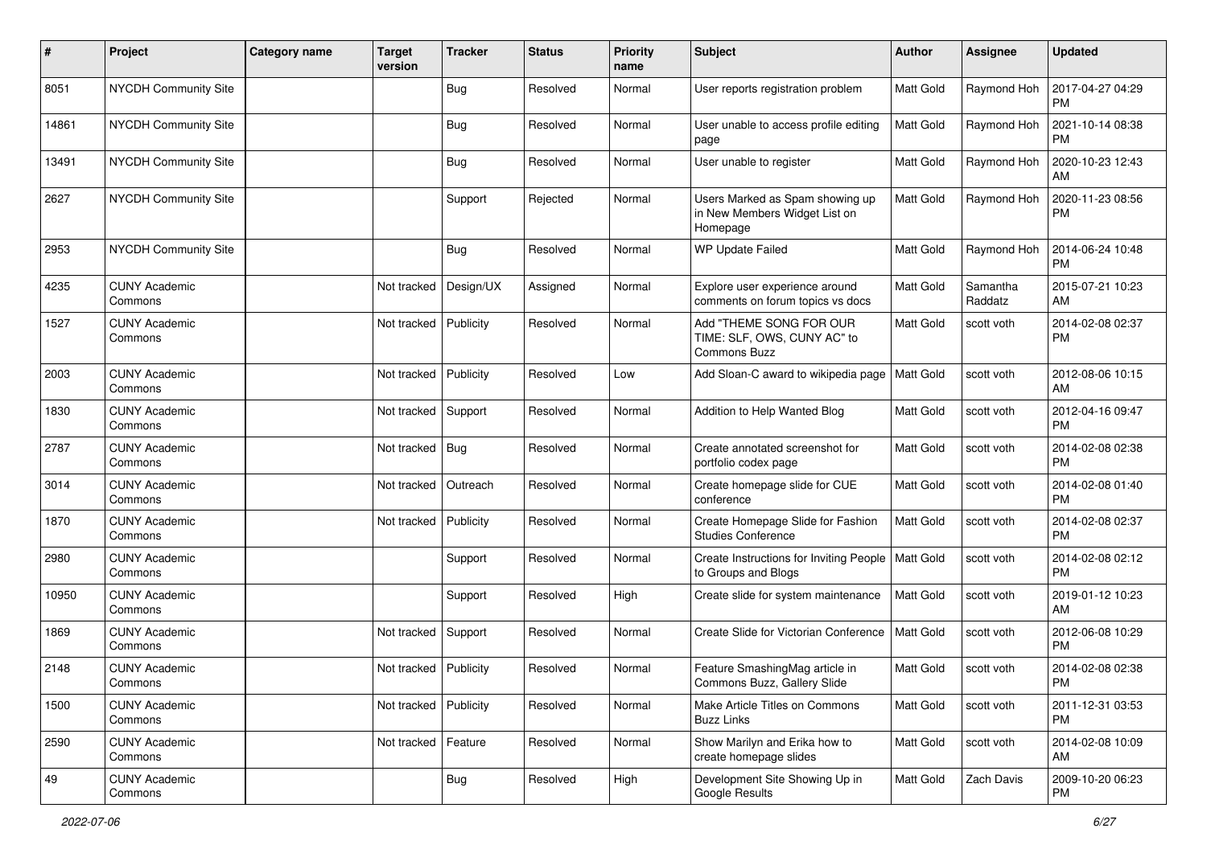| # | Project | Category name | Target version | Tracker | Status | Priority name | Subject | Author | Assignee | Updated |
|---|---|---|---|---|---|---|---|---|---|---|
| 8051 | NYCDH Community Site | | | Bug | Resolved | Normal | User reports registration problem | Matt Gold | Raymond Hoh | 2017-04-27 04:29 PM |
| 14861 | NYCDH Community Site | | | Bug | Resolved | Normal | User unable to access profile editing page | Matt Gold | Raymond Hoh | 2021-10-14 08:38 PM |
| 13491 | NYCDH Community Site | | | Bug | Resolved | Normal | User unable to register | Matt Gold | Raymond Hoh | 2020-10-23 12:43 AM |
| 2627 | NYCDH Community Site | | | Support | Rejected | Normal | Users Marked as Spam showing up in New Members Widget List on Homepage | Matt Gold | Raymond Hoh | 2020-11-23 08:56 PM |
| 2953 | NYCDH Community Site | | | Bug | Resolved | Normal | WP Update Failed | Matt Gold | Raymond Hoh | 2014-06-24 10:48 PM |
| 4235 | CUNY Academic Commons | | Not tracked | Design/UX | Assigned | Normal | Explore user experience around comments on forum topics vs docs | Matt Gold | Samantha Raddatz | 2015-07-21 10:23 AM |
| 1527 | CUNY Academic Commons | | Not tracked | Publicity | Resolved | Normal | Add "THEME SONG FOR OUR TIME: SLF, OWS, CUNY AC" to Commons Buzz | Matt Gold | scott voth | 2014-02-08 02:37 PM |
| 2003 | CUNY Academic Commons | | Not tracked | Publicity | Resolved | Low | Add Sloan-C award to wikipedia page | Matt Gold | scott voth | 2012-08-06 10:15 AM |
| 1830 | CUNY Academic Commons | | Not tracked | Support | Resolved | Normal | Addition to Help Wanted Blog | Matt Gold | scott voth | 2012-04-16 09:47 PM |
| 2787 | CUNY Academic Commons | | Not tracked | Bug | Resolved | Normal | Create annotated screenshot for portfolio codex page | Matt Gold | scott voth | 2014-02-08 02:38 PM |
| 3014 | CUNY Academic Commons | | Not tracked | Outreach | Resolved | Normal | Create homepage slide for CUE conference | Matt Gold | scott voth | 2014-02-08 01:40 PM |
| 1870 | CUNY Academic Commons | | Not tracked | Publicity | Resolved | Normal | Create Homepage Slide for Fashion Studies Conference | Matt Gold | scott voth | 2014-02-08 02:37 PM |
| 2980 | CUNY Academic Commons | | | Support | Resolved | Normal | Create Instructions for Inviting People to Groups and Blogs | Matt Gold | scott voth | 2014-02-08 02:12 PM |
| 10950 | CUNY Academic Commons | | | Support | Resolved | High | Create slide for system maintenance | Matt Gold | scott voth | 2019-01-12 10:23 AM |
| 1869 | CUNY Academic Commons | | Not tracked | Support | Resolved | Normal | Create Slide for Victorian Conference | Matt Gold | scott voth | 2012-06-08 10:29 PM |
| 2148 | CUNY Academic Commons | | Not tracked | Publicity | Resolved | Normal | Feature SmashingMag article in Commons Buzz, Gallery Slide | Matt Gold | scott voth | 2014-02-08 02:38 PM |
| 1500 | CUNY Academic Commons | | Not tracked | Publicity | Resolved | Normal | Make Article Titles on Commons Buzz Links | Matt Gold | scott voth | 2011-12-31 03:53 PM |
| 2590 | CUNY Academic Commons | | Not tracked | Feature | Resolved | Normal | Show Marilyn and Erika how to create homepage slides | Matt Gold | scott voth | 2014-02-08 10:09 AM |
| 49 | CUNY Academic Commons | | | Bug | Resolved | High | Development Site Showing Up in Google Results | Matt Gold | Zach Davis | 2009-10-20 06:23 PM |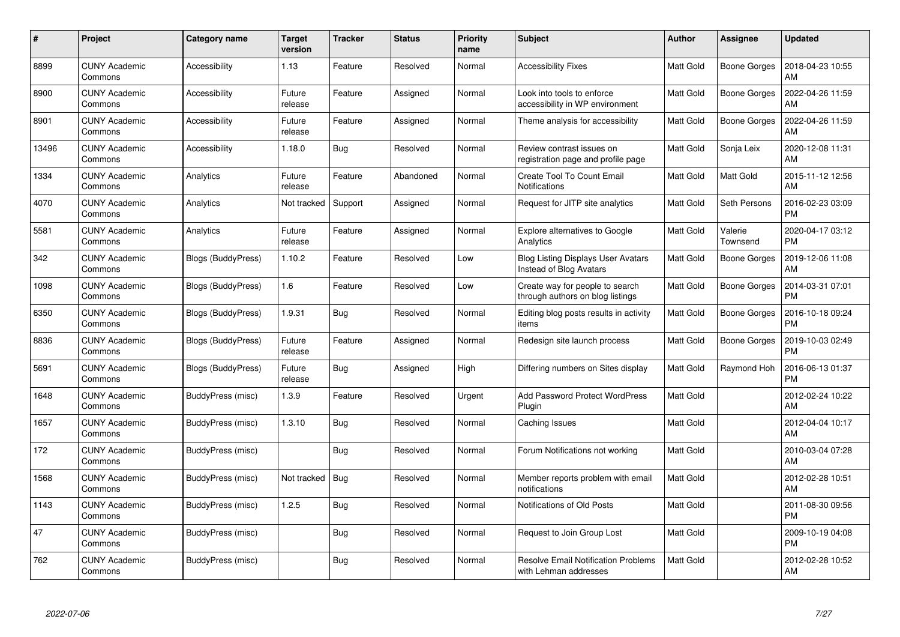| # | Project | Category name | Target version | Tracker | Status | Priority name | Subject | Author | Assignee | Updated |
|---|---|---|---|---|---|---|---|---|---|---|
| 8899 | CUNY Academic Commons | Accessibility | 1.13 | Feature | Resolved | Normal | Accessibility Fixes | Matt Gold | Boone Gorges | 2018-04-23 10:55 AM |
| 8900 | CUNY Academic Commons | Accessibility | Future release | Feature | Assigned | Normal | Look into tools to enforce accessibility in WP environment | Matt Gold | Boone Gorges | 2022-04-26 11:59 AM |
| 8901 | CUNY Academic Commons | Accessibility | Future release | Feature | Assigned | Normal | Theme analysis for accessibility | Matt Gold | Boone Gorges | 2022-04-26 11:59 AM |
| 13496 | CUNY Academic Commons | Accessibility | 1.18.0 | Bug | Resolved | Normal | Review contrast issues on registration page and profile page | Matt Gold | Sonja Leix | 2020-12-08 11:31 AM |
| 1334 | CUNY Academic Commons | Analytics | Future release | Feature | Abandoned | Normal | Create Tool To Count Email Notifications | Matt Gold | Matt Gold | 2015-11-12 12:56 AM |
| 4070 | CUNY Academic Commons | Analytics | Not tracked | Support | Assigned | Normal | Request for JITP site analytics | Matt Gold | Seth Persons | 2016-02-23 03:09 PM |
| 5581 | CUNY Academic Commons | Analytics | Future release | Feature | Assigned | Normal | Explore alternatives to Google Analytics | Matt Gold | Valerie Townsend | 2020-04-17 03:12 PM |
| 342 | CUNY Academic Commons | Blogs (BuddyPress) | 1.10.2 | Feature | Resolved | Low | Blog Listing Displays User Avatars Instead of Blog Avatars | Matt Gold | Boone Gorges | 2019-12-06 11:08 AM |
| 1098 | CUNY Academic Commons | Blogs (BuddyPress) | 1.6 | Feature | Resolved | Low | Create way for people to search through authors on blog listings | Matt Gold | Boone Gorges | 2014-03-31 07:01 PM |
| 6350 | CUNY Academic Commons | Blogs (BuddyPress) | 1.9.31 | Bug | Resolved | Normal | Editing blog posts results in activity items | Matt Gold | Boone Gorges | 2016-10-18 09:24 PM |
| 8836 | CUNY Academic Commons | Blogs (BuddyPress) | Future release | Feature | Assigned | Normal | Redesign site launch process | Matt Gold | Boone Gorges | 2019-10-03 02:49 PM |
| 5691 | CUNY Academic Commons | Blogs (BuddyPress) | Future release | Bug | Assigned | High | Differing numbers on Sites display | Matt Gold | Raymond Hoh | 2016-06-13 01:37 PM |
| 1648 | CUNY Academic Commons | BuddyPress (misc) | 1.3.9 | Feature | Resolved | Urgent | Add Password Protect WordPress Plugin | Matt Gold | | 2012-02-24 10:22 AM |
| 1657 | CUNY Academic Commons | BuddyPress (misc) | 1.3.10 | Bug | Resolved | Normal | Caching Issues | Matt Gold | | 2012-04-04 10:17 AM |
| 172 | CUNY Academic Commons | BuddyPress (misc) | | Bug | Resolved | Normal | Forum Notifications not working | Matt Gold | | 2010-03-04 07:28 AM |
| 1568 | CUNY Academic Commons | BuddyPress (misc) | Not tracked | Bug | Resolved | Normal | Member reports problem with email notifications | Matt Gold | | 2012-02-28 10:51 AM |
| 1143 | CUNY Academic Commons | BuddyPress (misc) | 1.2.5 | Bug | Resolved | Normal | Notifications of Old Posts | Matt Gold | | 2011-08-30 09:56 PM |
| 47 | CUNY Academic Commons | BuddyPress (misc) | | Bug | Resolved | Normal | Request to Join Group Lost | Matt Gold | | 2009-10-19 04:08 PM |
| 762 | CUNY Academic Commons | BuddyPress (misc) | | Bug | Resolved | Normal | Resolve Email Notification Problems with Lehman addresses | Matt Gold | | 2012-02-28 10:52 AM |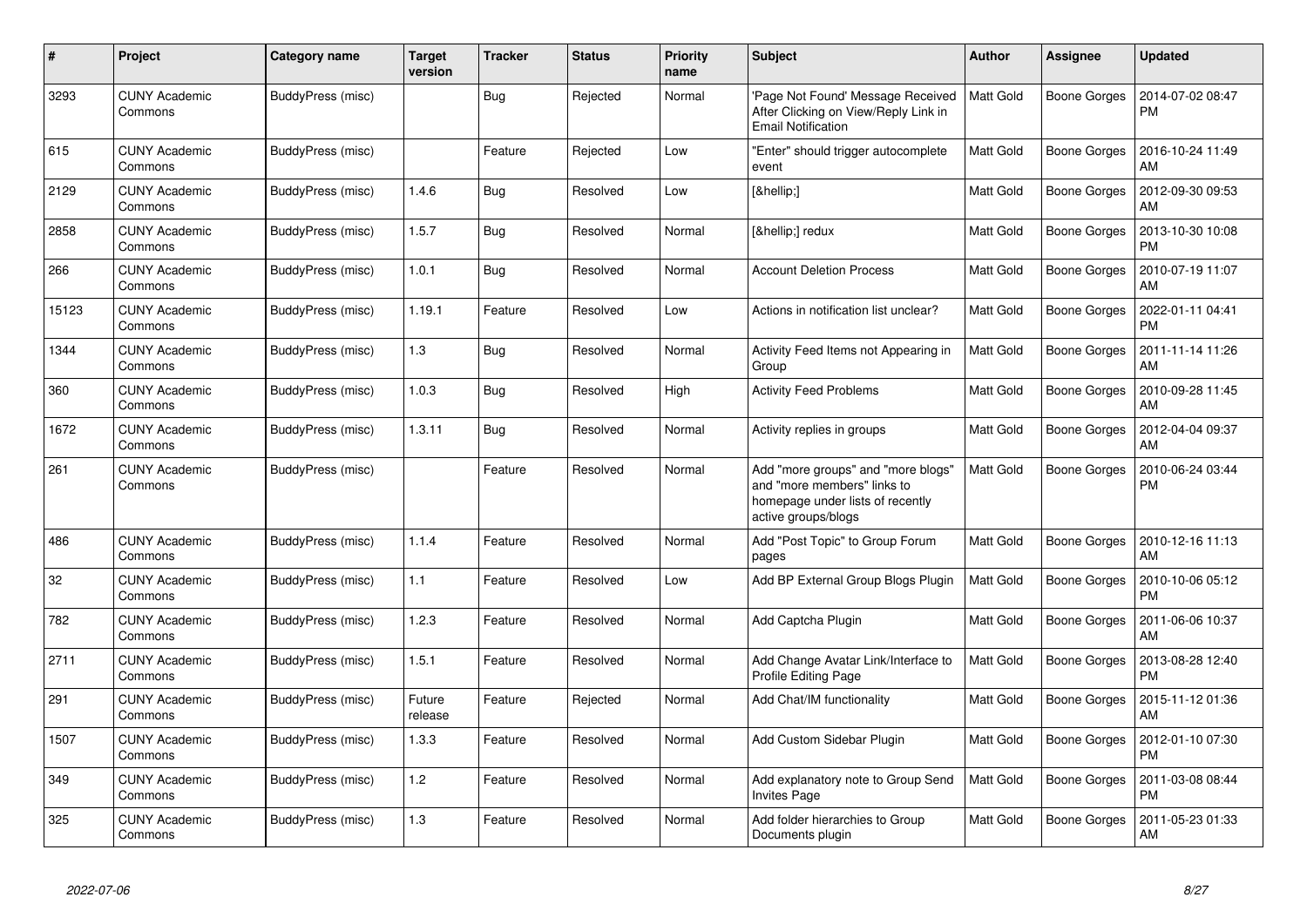| # | Project | Category name | Target version | Tracker | Status | Priority name | Subject | Author | Assignee | Updated |
|---|---|---|---|---|---|---|---|---|---|---|
| 3293 | CUNY Academic Commons | BuddyPress (misc) | | Bug | Rejected | Normal | 'Page Not Found' Message Received After Clicking on View/Reply Link in Email Notification | Matt Gold | Boone Gorges | 2014-07-02 08:47 PM |
| 615 | CUNY Academic Commons | BuddyPress (misc) | | Feature | Rejected | Low | "Enter" should trigger autocomplete event | Matt Gold | Boone Gorges | 2016-10-24 11:49 AM |
| 2129 | CUNY Academic Commons | BuddyPress (misc) | 1.4.6 | Bug | Resolved | Low | [&hellip;] | Matt Gold | Boone Gorges | 2012-09-30 09:53 AM |
| 2858 | CUNY Academic Commons | BuddyPress (misc) | 1.5.7 | Bug | Resolved | Normal | [&hellip;] redux | Matt Gold | Boone Gorges | 2013-10-30 10:08 PM |
| 266 | CUNY Academic Commons | BuddyPress (misc) | 1.0.1 | Bug | Resolved | Normal | Account Deletion Process | Matt Gold | Boone Gorges | 2010-07-19 11:07 AM |
| 15123 | CUNY Academic Commons | BuddyPress (misc) | 1.19.1 | Feature | Resolved | Low | Actions in notification list unclear? | Matt Gold | Boone Gorges | 2022-01-11 04:41 PM |
| 1344 | CUNY Academic Commons | BuddyPress (misc) | 1.3 | Bug | Resolved | Normal | Activity Feed Items not Appearing in Group | Matt Gold | Boone Gorges | 2011-11-14 11:26 AM |
| 360 | CUNY Academic Commons | BuddyPress (misc) | 1.0.3 | Bug | Resolved | High | Activity Feed Problems | Matt Gold | Boone Gorges | 2010-09-28 11:45 AM |
| 1672 | CUNY Academic Commons | BuddyPress (misc) | 1.3.11 | Bug | Resolved | Normal | Activity replies in groups | Matt Gold | Boone Gorges | 2012-04-04 09:37 AM |
| 261 | CUNY Academic Commons | BuddyPress (misc) | | Feature | Resolved | Normal | Add "more groups" and "more blogs" and "more members" links to homepage under lists of recently active groups/blogs | Matt Gold | Boone Gorges | 2010-06-24 03:44 PM |
| 486 | CUNY Academic Commons | BuddyPress (misc) | 1.1.4 | Feature | Resolved | Normal | Add "Post Topic" to Group Forum pages | Matt Gold | Boone Gorges | 2010-12-16 11:13 AM |
| 32 | CUNY Academic Commons | BuddyPress (misc) | 1.1 | Feature | Resolved | Low | Add BP External Group Blogs Plugin | Matt Gold | Boone Gorges | 2010-10-06 05:12 PM |
| 782 | CUNY Academic Commons | BuddyPress (misc) | 1.2.3 | Feature | Resolved | Normal | Add Captcha Plugin | Matt Gold | Boone Gorges | 2011-06-06 10:37 AM |
| 2711 | CUNY Academic Commons | BuddyPress (misc) | 1.5.1 | Feature | Resolved | Normal | Add Change Avatar Link/Interface to Profile Editing Page | Matt Gold | Boone Gorges | 2013-08-28 12:40 PM |
| 291 | CUNY Academic Commons | BuddyPress (misc) | Future release | Feature | Rejected | Normal | Add Chat/IM functionality | Matt Gold | Boone Gorges | 2015-11-12 01:36 AM |
| 1507 | CUNY Academic Commons | BuddyPress (misc) | 1.3.3 | Feature | Resolved | Normal | Add Custom Sidebar Plugin | Matt Gold | Boone Gorges | 2012-01-10 07:30 PM |
| 349 | CUNY Academic Commons | BuddyPress (misc) | 1.2 | Feature | Resolved | Normal | Add explanatory note to Group Send Invites Page | Matt Gold | Boone Gorges | 2011-03-08 08:44 PM |
| 325 | CUNY Academic Commons | BuddyPress (misc) | 1.3 | Feature | Resolved | Normal | Add folder hierarchies to Group Documents plugin | Matt Gold | Boone Gorges | 2011-05-23 01:33 AM |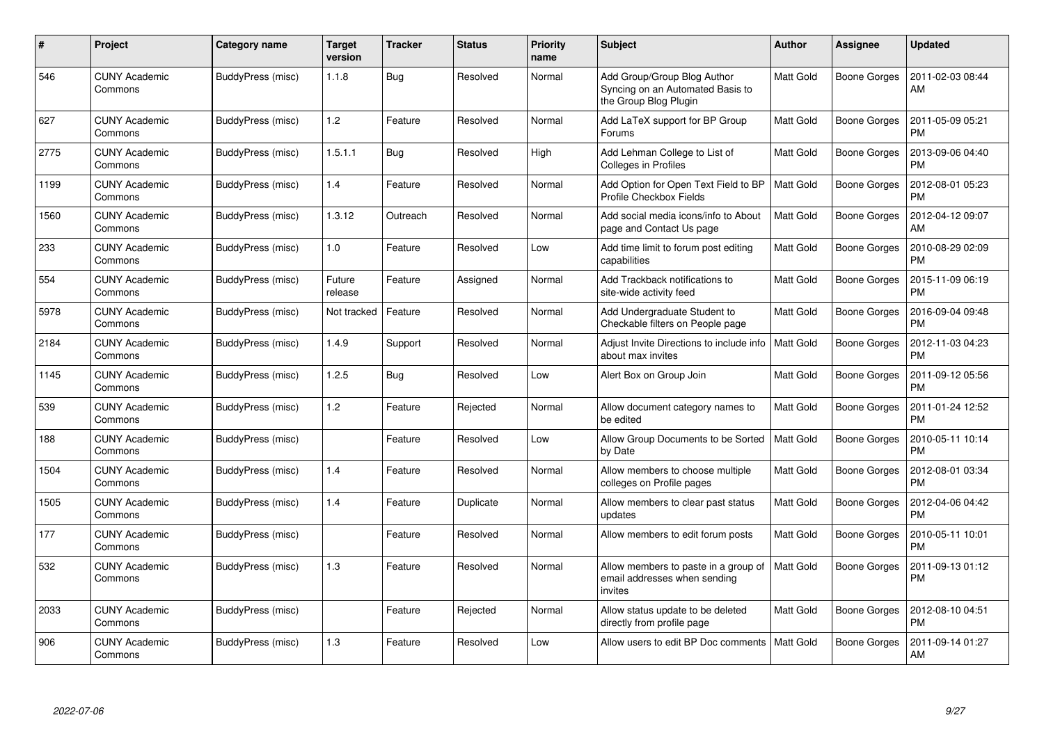| # | Project | Category name | Target version | Tracker | Status | Priority name | Subject | Author | Assignee | Updated |
|---|---|---|---|---|---|---|---|---|---|---|
| 546 | CUNY Academic Commons | BuddyPress (misc) | 1.1.8 | Bug | Resolved | Normal | Add Group/Group Blog Author Syncing on an Automated Basis to the Group Blog Plugin | Matt Gold | Boone Gorges | 2011-02-03 08:44 AM |
| 627 | CUNY Academic Commons | BuddyPress (misc) | 1.2 | Feature | Resolved | Normal | Add LaTeX support for BP Group Forums | Matt Gold | Boone Gorges | 2011-05-09 05:21 PM |
| 2775 | CUNY Academic Commons | BuddyPress (misc) | 1.5.1.1 | Bug | Resolved | High | Add Lehman College to List of Colleges in Profiles | Matt Gold | Boone Gorges | 2013-09-06 04:40 PM |
| 1199 | CUNY Academic Commons | BuddyPress (misc) | 1.4 | Feature | Resolved | Normal | Add Option for Open Text Field to BP Profile Checkbox Fields | Matt Gold | Boone Gorges | 2012-08-01 05:23 PM |
| 1560 | CUNY Academic Commons | BuddyPress (misc) | 1.3.12 | Outreach | Resolved | Normal | Add social media icons/info to About page and Contact Us page | Matt Gold | Boone Gorges | 2012-04-12 09:07 AM |
| 233 | CUNY Academic Commons | BuddyPress (misc) | 1.0 | Feature | Resolved | Low | Add time limit to forum post editing capabilities | Matt Gold | Boone Gorges | 2010-08-29 02:09 PM |
| 554 | CUNY Academic Commons | BuddyPress (misc) | Future release | Feature | Assigned | Normal | Add Trackback notifications to site-wide activity feed | Matt Gold | Boone Gorges | 2015-11-09 06:19 PM |
| 5978 | CUNY Academic Commons | BuddyPress (misc) | Not tracked | Feature | Resolved | Normal | Add Undergraduate Student to Checkable filters on People page | Matt Gold | Boone Gorges | 2016-09-04 09:48 PM |
| 2184 | CUNY Academic Commons | BuddyPress (misc) | 1.4.9 | Support | Resolved | Normal | Adjust Invite Directions to include info about max invites | Matt Gold | Boone Gorges | 2012-11-03 04:23 PM |
| 1145 | CUNY Academic Commons | BuddyPress (misc) | 1.2.5 | Bug | Resolved | Low | Alert Box on Group Join | Matt Gold | Boone Gorges | 2011-09-12 05:56 PM |
| 539 | CUNY Academic Commons | BuddyPress (misc) | 1.2 | Feature | Rejected | Normal | Allow document category names to be edited | Matt Gold | Boone Gorges | 2011-01-24 12:52 PM |
| 188 | CUNY Academic Commons | BuddyPress (misc) | | Feature | Resolved | Low | Allow Group Documents to be Sorted by Date | Matt Gold | Boone Gorges | 2010-05-11 10:14 PM |
| 1504 | CUNY Academic Commons | BuddyPress (misc) | 1.4 | Feature | Resolved | Normal | Allow members to choose multiple colleges on Profile pages | Matt Gold | Boone Gorges | 2012-08-01 03:34 PM |
| 1505 | CUNY Academic Commons | BuddyPress (misc) | 1.4 | Feature | Duplicate | Normal | Allow members to clear past status updates | Matt Gold | Boone Gorges | 2012-04-06 04:42 PM |
| 177 | CUNY Academic Commons | BuddyPress (misc) | | Feature | Resolved | Normal | Allow members to edit forum posts | Matt Gold | Boone Gorges | 2010-05-11 10:01 PM |
| 532 | CUNY Academic Commons | BuddyPress (misc) | 1.3 | Feature | Resolved | Normal | Allow members to paste in a group of email addresses when sending invites | Matt Gold | Boone Gorges | 2011-09-13 01:12 PM |
| 2033 | CUNY Academic Commons | BuddyPress (misc) | | Feature | Rejected | Normal | Allow status update to be deleted directly from profile page | Matt Gold | Boone Gorges | 2012-08-10 04:51 PM |
| 906 | CUNY Academic Commons | BuddyPress (misc) | 1.3 | Feature | Resolved | Low | Allow users to edit BP Doc comments | Matt Gold | Boone Gorges | 2011-09-14 01:27 AM |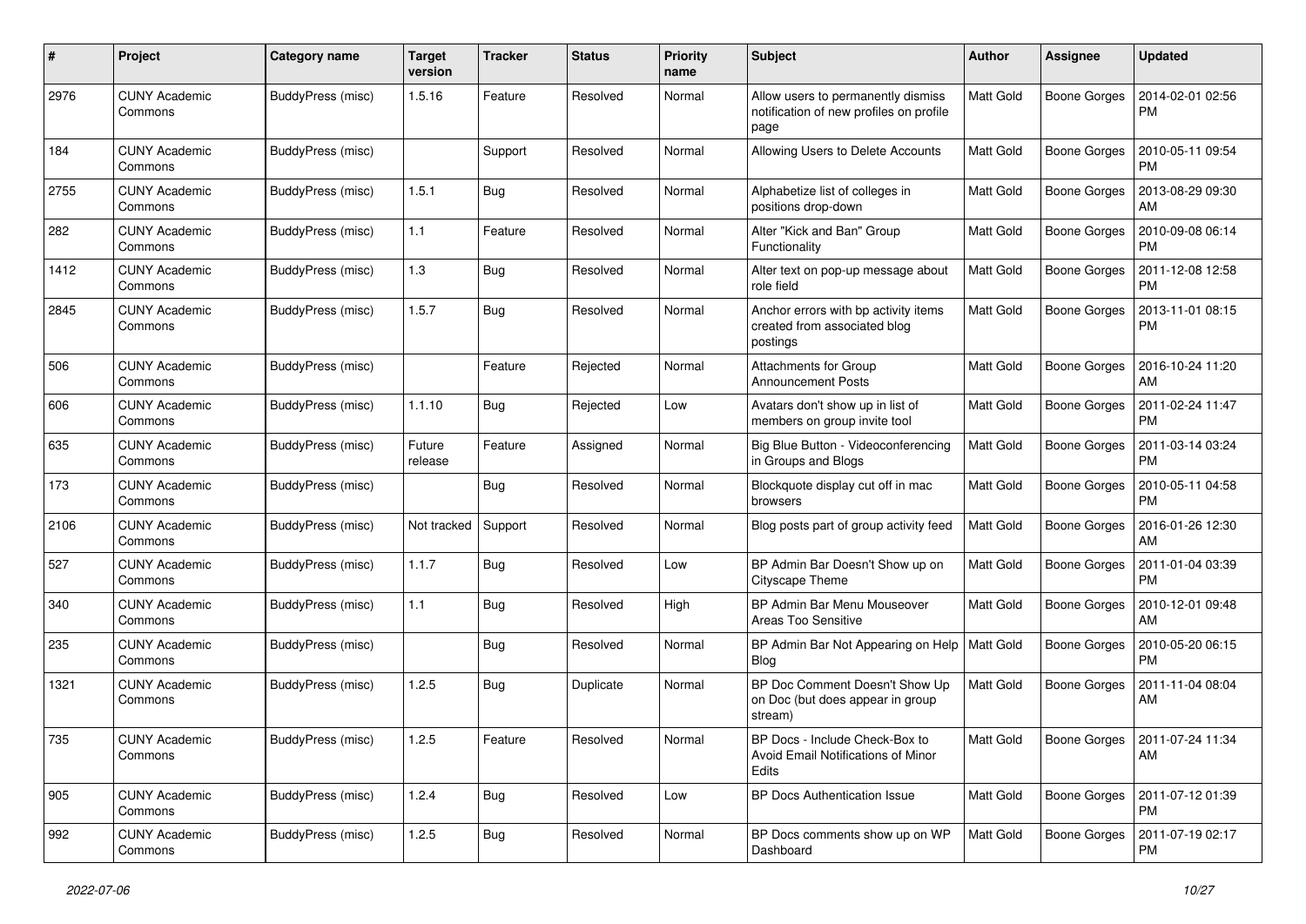| # | Project | Category name | Target version | Tracker | Status | Priority name | Subject | Author | Assignee | Updated |
|---|---|---|---|---|---|---|---|---|---|---|
| 2976 | CUNY Academic Commons | BuddyPress (misc) | 1.5.16 | Feature | Resolved | Normal | Allow users to permanently dismiss notification of new profiles on profile page | Matt Gold | Boone Gorges | 2014-02-01 02:56 PM |
| 184 | CUNY Academic Commons | BuddyPress (misc) | | Support | Resolved | Normal | Allowing Users to Delete Accounts | Matt Gold | Boone Gorges | 2010-05-11 09:54 PM |
| 2755 | CUNY Academic Commons | BuddyPress (misc) | 1.5.1 | Bug | Resolved | Normal | Alphabetize list of colleges in positions drop-down | Matt Gold | Boone Gorges | 2013-08-29 09:30 AM |
| 282 | CUNY Academic Commons | BuddyPress (misc) | 1.1 | Feature | Resolved | Normal | Alter "Kick and Ban" Group Functionality | Matt Gold | Boone Gorges | 2010-09-08 06:14 PM |
| 1412 | CUNY Academic Commons | BuddyPress (misc) | 1.3 | Bug | Resolved | Normal | Alter text on pop-up message about role field | Matt Gold | Boone Gorges | 2011-12-08 12:58 PM |
| 2845 | CUNY Academic Commons | BuddyPress (misc) | 1.5.7 | Bug | Resolved | Normal | Anchor errors with bp activity items created from associated blog postings | Matt Gold | Boone Gorges | 2013-11-01 08:15 PM |
| 506 | CUNY Academic Commons | BuddyPress (misc) | | Feature | Rejected | Normal | Attachments for Group Announcement Posts | Matt Gold | Boone Gorges | 2016-10-24 11:20 AM |
| 606 | CUNY Academic Commons | BuddyPress (misc) | 1.1.10 | Bug | Rejected | Low | Avatars don't show up in list of members on group invite tool | Matt Gold | Boone Gorges | 2011-02-24 11:47 PM |
| 635 | CUNY Academic Commons | BuddyPress (misc) | Future release | Feature | Assigned | Normal | Big Blue Button - Videoconferencing in Groups and Blogs | Matt Gold | Boone Gorges | 2011-03-14 03:24 PM |
| 173 | CUNY Academic Commons | BuddyPress (misc) | | Bug | Resolved | Normal | Blockquote display cut off in mac browsers | Matt Gold | Boone Gorges | 2010-05-11 04:58 PM |
| 2106 | CUNY Academic Commons | BuddyPress (misc) | Not tracked | Support | Resolved | Normal | Blog posts part of group activity feed | Matt Gold | Boone Gorges | 2016-01-26 12:30 AM |
| 527 | CUNY Academic Commons | BuddyPress (misc) | 1.1.7 | Bug | Resolved | Low | BP Admin Bar Doesn't Show up on Cityscape Theme | Matt Gold | Boone Gorges | 2011-01-04 03:39 PM |
| 340 | CUNY Academic Commons | BuddyPress (misc) | 1.1 | Bug | Resolved | High | BP Admin Bar Menu Mouseover Areas Too Sensitive | Matt Gold | Boone Gorges | 2010-12-01 09:48 AM |
| 235 | CUNY Academic Commons | BuddyPress (misc) | | Bug | Resolved | Normal | BP Admin Bar Not Appearing on Help Blog | Matt Gold | Boone Gorges | 2010-05-20 06:15 PM |
| 1321 | CUNY Academic Commons | BuddyPress (misc) | 1.2.5 | Bug | Duplicate | Normal | BP Doc Comment Doesn't Show Up on Doc (but does appear in group stream) | Matt Gold | Boone Gorges | 2011-11-04 08:04 AM |
| 735 | CUNY Academic Commons | BuddyPress (misc) | 1.2.5 | Feature | Resolved | Normal | BP Docs - Include Check-Box to Avoid Email Notifications of Minor Edits | Matt Gold | Boone Gorges | 2011-07-24 11:34 AM |
| 905 | CUNY Academic Commons | BuddyPress (misc) | 1.2.4 | Bug | Resolved | Low | BP Docs Authentication Issue | Matt Gold | Boone Gorges | 2011-07-12 01:39 PM |
| 992 | CUNY Academic Commons | BuddyPress (misc) | 1.2.5 | Bug | Resolved | Normal | BP Docs comments show up on WP Dashboard | Matt Gold | Boone Gorges | 2011-07-19 02:17 PM |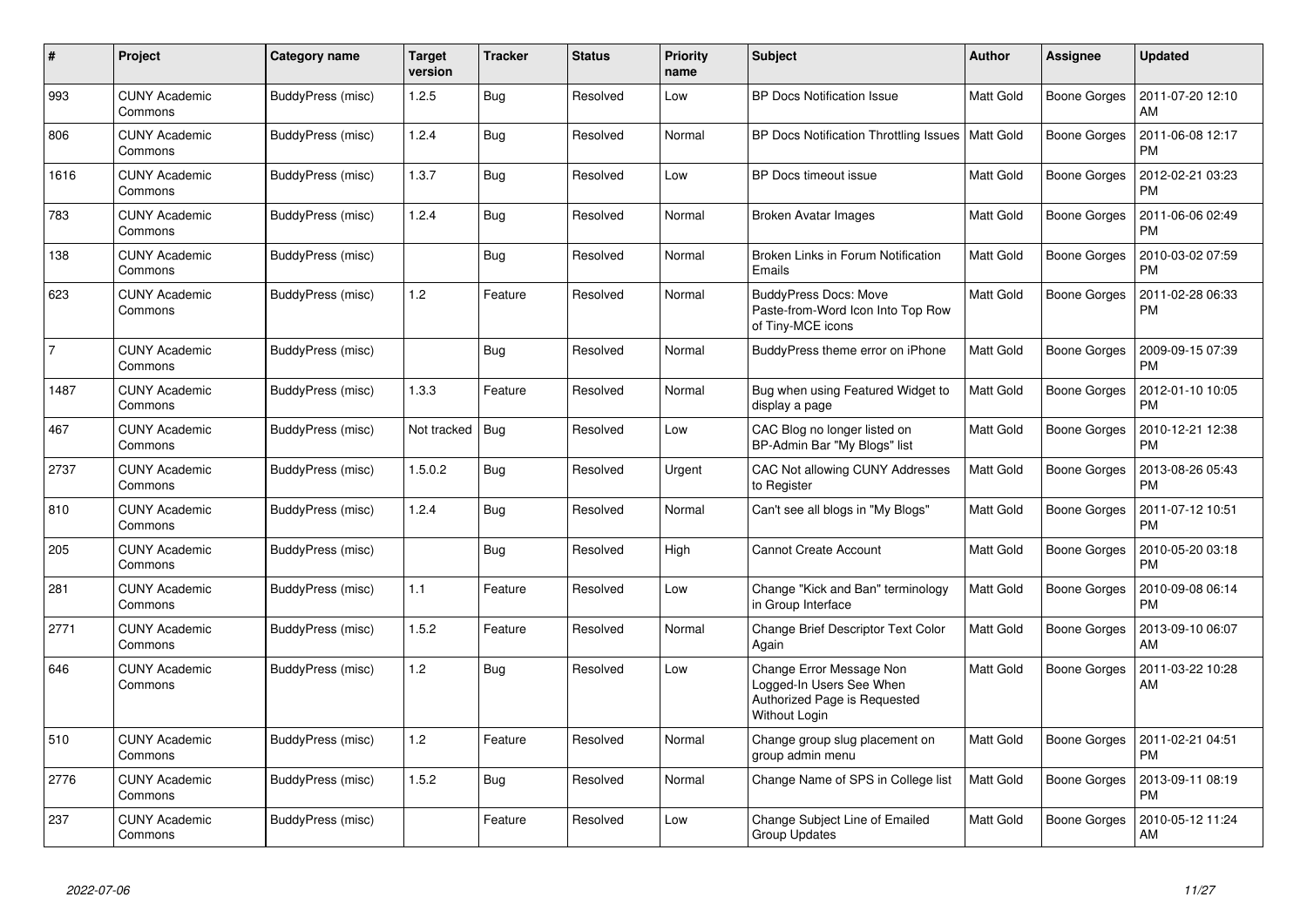| # | Project | Category name | Target version | Tracker | Status | Priority name | Subject | Author | Assignee | Updated |
|---|---|---|---|---|---|---|---|---|---|---|
| 993 | CUNY Academic Commons | BuddyPress (misc) | 1.2.5 | Bug | Resolved | Low | BP Docs Notification Issue | Matt Gold | Boone Gorges | 2011-07-20 12:10 AM |
| 806 | CUNY Academic Commons | BuddyPress (misc) | 1.2.4 | Bug | Resolved | Normal | BP Docs Notification Throttling Issues | Matt Gold | Boone Gorges | 2011-06-08 12:17 PM |
| 1616 | CUNY Academic Commons | BuddyPress (misc) | 1.3.7 | Bug | Resolved | Low | BP Docs timeout issue | Matt Gold | Boone Gorges | 2012-02-21 03:23 PM |
| 783 | CUNY Academic Commons | BuddyPress (misc) | 1.2.4 | Bug | Resolved | Normal | Broken Avatar Images | Matt Gold | Boone Gorges | 2011-06-06 02:49 PM |
| 138 | CUNY Academic Commons | BuddyPress (misc) | | Bug | Resolved | Normal | Broken Links in Forum Notification Emails | Matt Gold | Boone Gorges | 2010-03-02 07:59 PM |
| 623 | CUNY Academic Commons | BuddyPress (misc) | 1.2 | Feature | Resolved | Normal | BuddyPress Docs: Move Paste-from-Word Icon Into Top Row of Tiny-MCE icons | Matt Gold | Boone Gorges | 2011-02-28 06:33 PM |
| 7 | CUNY Academic Commons | BuddyPress (misc) | | Bug | Resolved | Normal | BuddyPress theme error on iPhone | Matt Gold | Boone Gorges | 2009-09-15 07:39 PM |
| 1487 | CUNY Academic Commons | BuddyPress (misc) | 1.3.3 | Feature | Resolved | Normal | Bug when using Featured Widget to display a page | Matt Gold | Boone Gorges | 2012-01-10 10:05 PM |
| 467 | CUNY Academic Commons | BuddyPress (misc) | Not tracked | Bug | Resolved | Low | CAC Blog no longer listed on BP-Admin Bar "My Blogs" list | Matt Gold | Boone Gorges | 2010-12-21 12:38 PM |
| 2737 | CUNY Academic Commons | BuddyPress (misc) | 1.5.0.2 | Bug | Resolved | Urgent | CAC Not allowing CUNY Addresses to Register | Matt Gold | Boone Gorges | 2013-08-26 05:43 PM |
| 810 | CUNY Academic Commons | BuddyPress (misc) | 1.2.4 | Bug | Resolved | Normal | Can't see all blogs in "My Blogs" | Matt Gold | Boone Gorges | 2011-07-12 10:51 PM |
| 205 | CUNY Academic Commons | BuddyPress (misc) | | Bug | Resolved | High | Cannot Create Account | Matt Gold | Boone Gorges | 2010-05-20 03:18 PM |
| 281 | CUNY Academic Commons | BuddyPress (misc) | 1.1 | Feature | Resolved | Low | Change "Kick and Ban" terminology in Group Interface | Matt Gold | Boone Gorges | 2010-09-08 06:14 PM |
| 2771 | CUNY Academic Commons | BuddyPress (misc) | 1.5.2 | Feature | Resolved | Normal | Change Brief Descriptor Text Color Again | Matt Gold | Boone Gorges | 2013-09-10 06:07 AM |
| 646 | CUNY Academic Commons | BuddyPress (misc) | 1.2 | Bug | Resolved | Low | Change Error Message Non Logged-In Users See When Authorized Page is Requested Without Login | Matt Gold | Boone Gorges | 2011-03-22 10:28 AM |
| 510 | CUNY Academic Commons | BuddyPress (misc) | 1.2 | Feature | Resolved | Normal | Change group slug placement on group admin menu | Matt Gold | Boone Gorges | 2011-02-21 04:51 PM |
| 2776 | CUNY Academic Commons | BuddyPress (misc) | 1.5.2 | Bug | Resolved | Normal | Change Name of SPS in College list | Matt Gold | Boone Gorges | 2013-09-11 08:19 PM |
| 237 | CUNY Academic Commons | BuddyPress (misc) | | Feature | Resolved | Low | Change Subject Line of Emailed Group Updates | Matt Gold | Boone Gorges | 2010-05-12 11:24 AM |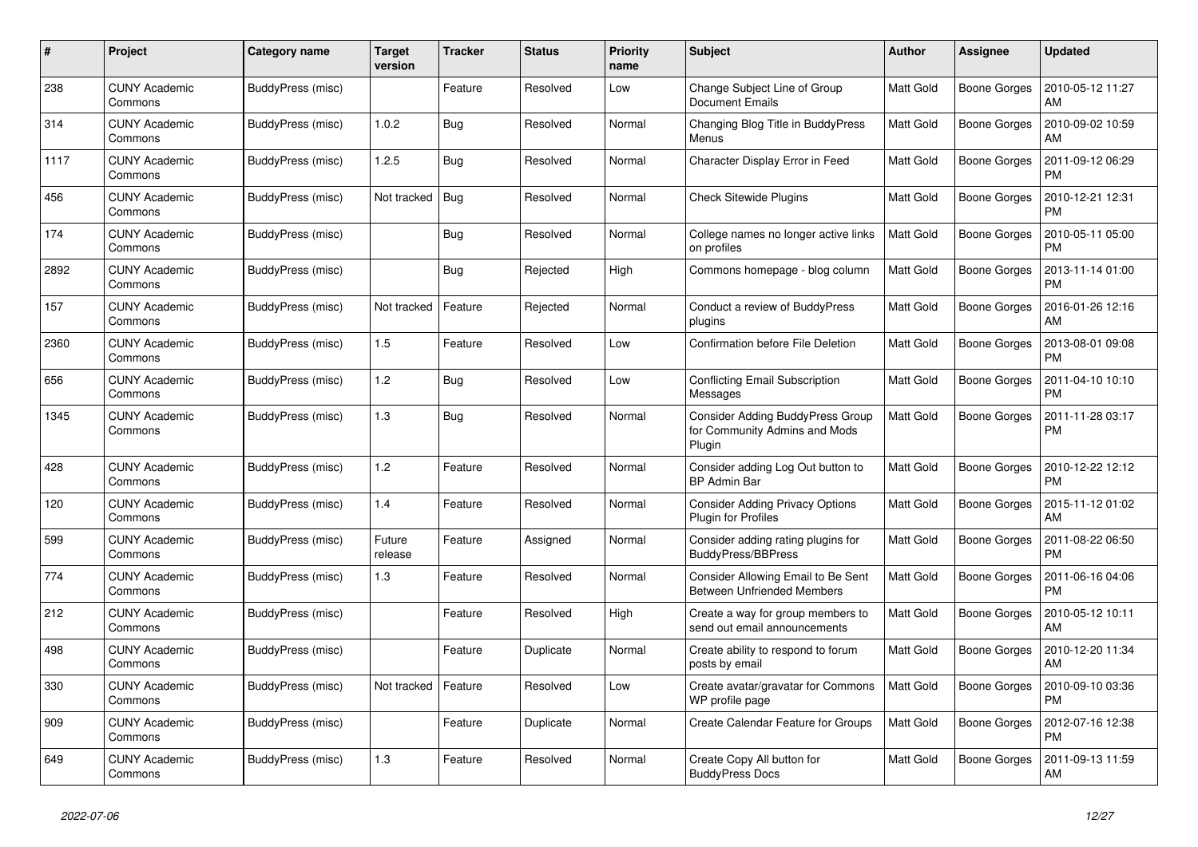| # | Project | Category name | Target version | Tracker | Status | Priority name | Subject | Author | Assignee | Updated |
|---|---|---|---|---|---|---|---|---|---|---|
| 238 | CUNY Academic Commons | BuddyPress (misc) | | Feature | Resolved | Low | Change Subject Line of Group Document Emails | Matt Gold | Boone Gorges | 2010-05-12 11:27 AM |
| 314 | CUNY Academic Commons | BuddyPress (misc) | 1.0.2 | Bug | Resolved | Normal | Changing Blog Title in BuddyPress Menus | Matt Gold | Boone Gorges | 2010-09-02 10:59 AM |
| 1117 | CUNY Academic Commons | BuddyPress (misc) | 1.2.5 | Bug | Resolved | Normal | Character Display Error in Feed | Matt Gold | Boone Gorges | 2011-09-12 06:29 PM |
| 456 | CUNY Academic Commons | BuddyPress (misc) | Not tracked | Bug | Resolved | Normal | Check Sitewide Plugins | Matt Gold | Boone Gorges | 2010-12-21 12:31 PM |
| 174 | CUNY Academic Commons | BuddyPress (misc) | | Bug | Resolved | Normal | College names no longer active links on profiles | Matt Gold | Boone Gorges | 2010-05-11 05:00 PM |
| 2892 | CUNY Academic Commons | BuddyPress (misc) | | Bug | Rejected | High | Commons homepage - blog column | Matt Gold | Boone Gorges | 2013-11-14 01:00 PM |
| 157 | CUNY Academic Commons | BuddyPress (misc) | Not tracked | Feature | Rejected | Normal | Conduct a review of BuddyPress plugins | Matt Gold | Boone Gorges | 2016-01-26 12:16 AM |
| 2360 | CUNY Academic Commons | BuddyPress (misc) | 1.5 | Feature | Resolved | Low | Confirmation before File Deletion | Matt Gold | Boone Gorges | 2013-08-01 09:08 PM |
| 656 | CUNY Academic Commons | BuddyPress (misc) | 1.2 | Bug | Resolved | Low | Conflicting Email Subscription Messages | Matt Gold | Boone Gorges | 2011-04-10 10:10 PM |
| 1345 | CUNY Academic Commons | BuddyPress (misc) | 1.3 | Bug | Resolved | Normal | Consider Adding BuddyPress Group for Community Admins and Mods Plugin | Matt Gold | Boone Gorges | 2011-11-28 03:17 PM |
| 428 | CUNY Academic Commons | BuddyPress (misc) | 1.2 | Feature | Resolved | Normal | Consider adding Log Out button to BP Admin Bar | Matt Gold | Boone Gorges | 2010-12-22 12:12 PM |
| 120 | CUNY Academic Commons | BuddyPress (misc) | 1.4 | Feature | Resolved | Normal | Consider Adding Privacy Options Plugin for Profiles | Matt Gold | Boone Gorges | 2015-11-12 01:02 AM |
| 599 | CUNY Academic Commons | BuddyPress (misc) | Future release | Feature | Assigned | Normal | Consider adding rating plugins for BuddyPress/BBPress | Matt Gold | Boone Gorges | 2011-08-22 06:50 PM |
| 774 | CUNY Academic Commons | BuddyPress (misc) | 1.3 | Feature | Resolved | Normal | Consider Allowing Email to Be Sent Between Unfriended Members | Matt Gold | Boone Gorges | 2011-06-16 04:06 PM |
| 212 | CUNY Academic Commons | BuddyPress (misc) | | Feature | Resolved | High | Create a way for group members to send out email announcements | Matt Gold | Boone Gorges | 2010-05-12 10:11 AM |
| 498 | CUNY Academic Commons | BuddyPress (misc) | | Feature | Duplicate | Normal | Create ability to respond to forum posts by email | Matt Gold | Boone Gorges | 2010-12-20 11:34 AM |
| 330 | CUNY Academic Commons | BuddyPress (misc) | Not tracked | Feature | Resolved | Low | Create avatar/gravatar for Commons WP profile page | Matt Gold | Boone Gorges | 2010-09-10 03:36 PM |
| 909 | CUNY Academic Commons | BuddyPress (misc) | | Feature | Duplicate | Normal | Create Calendar Feature for Groups | Matt Gold | Boone Gorges | 2012-07-16 12:38 PM |
| 649 | CUNY Academic Commons | BuddyPress (misc) | 1.3 | Feature | Resolved | Normal | Create Copy All button for BuddyPress Docs | Matt Gold | Boone Gorges | 2011-09-13 11:59 AM |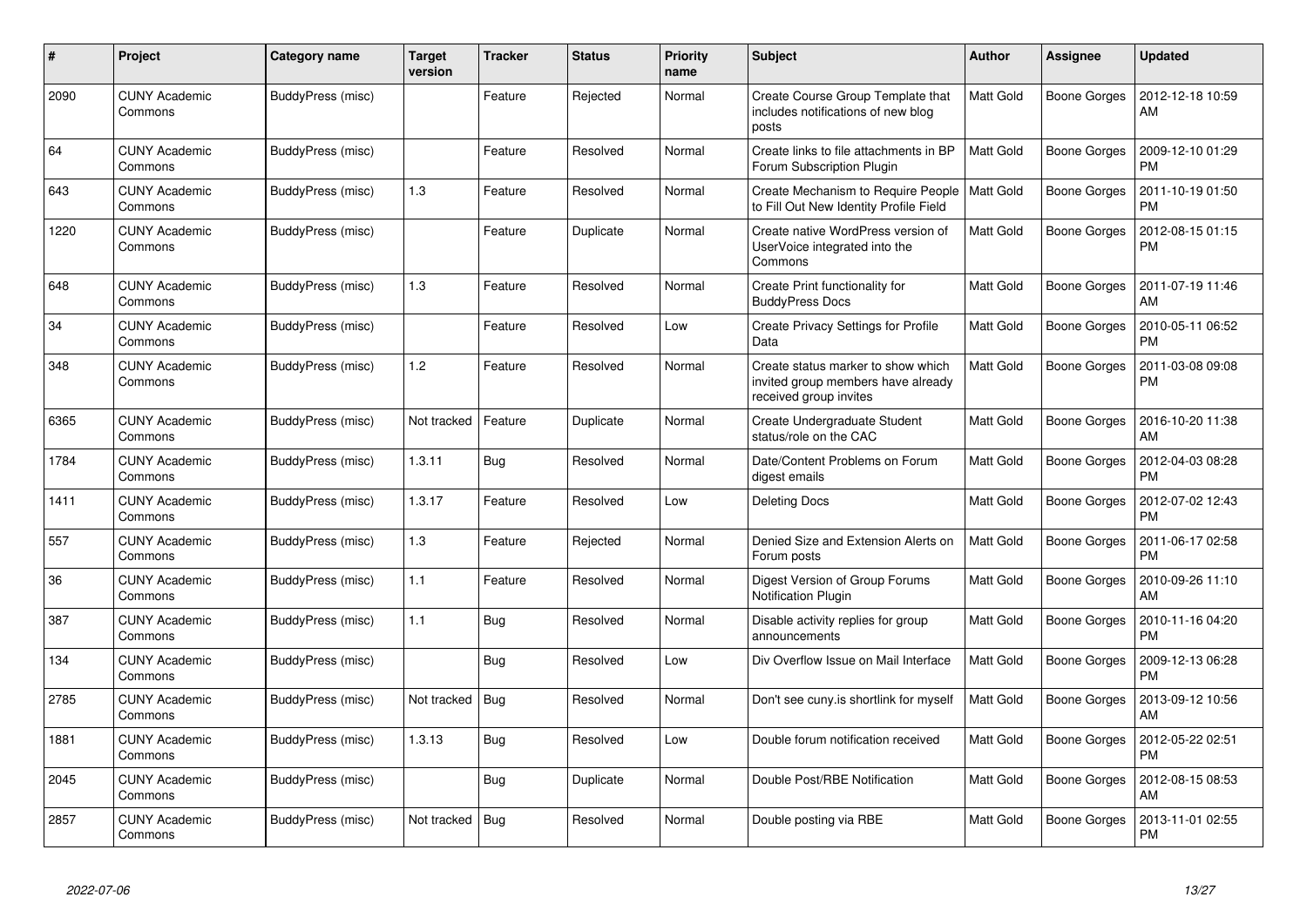| # | Project | Category name | Target version | Tracker | Status | Priority name | Subject | Author | Assignee | Updated |
|---|---|---|---|---|---|---|---|---|---|---|
| 2090 | CUNY Academic Commons | BuddyPress (misc) | | Feature | Rejected | Normal | Create Course Group Template that includes notifications of new blog posts | Matt Gold | Boone Gorges | 2012-12-18 10:59 AM |
| 64 | CUNY Academic Commons | BuddyPress (misc) | | Feature | Resolved | Normal | Create links to file attachments in BP Forum Subscription Plugin | Matt Gold | Boone Gorges | 2009-12-10 01:29 PM |
| 643 | CUNY Academic Commons | BuddyPress (misc) | 1.3 | Feature | Resolved | Normal | Create Mechanism to Require People to Fill Out New Identity Profile Field | Matt Gold | Boone Gorges | 2011-10-19 01:50 PM |
| 1220 | CUNY Academic Commons | BuddyPress (misc) | | Feature | Duplicate | Normal | Create native WordPress version of UserVoice integrated into the Commons | Matt Gold | Boone Gorges | 2012-08-15 01:15 PM |
| 648 | CUNY Academic Commons | BuddyPress (misc) | 1.3 | Feature | Resolved | Normal | Create Print functionality for BuddyPress Docs | Matt Gold | Boone Gorges | 2011-07-19 11:46 AM |
| 34 | CUNY Academic Commons | BuddyPress (misc) | | Feature | Resolved | Low | Create Privacy Settings for Profile Data | Matt Gold | Boone Gorges | 2010-05-11 06:52 PM |
| 348 | CUNY Academic Commons | BuddyPress (misc) | 1.2 | Feature | Resolved | Normal | Create status marker to show which invited group members have already received group invites | Matt Gold | Boone Gorges | 2011-03-08 09:08 PM |
| 6365 | CUNY Academic Commons | BuddyPress (misc) | Not tracked | Feature | Duplicate | Normal | Create Undergraduate Student status/role on the CAC | Matt Gold | Boone Gorges | 2016-10-20 11:38 AM |
| 1784 | CUNY Academic Commons | BuddyPress (misc) | 1.3.11 | Bug | Resolved | Normal | Date/Content Problems on Forum digest emails | Matt Gold | Boone Gorges | 2012-04-03 08:28 PM |
| 1411 | CUNY Academic Commons | BuddyPress (misc) | 1.3.17 | Feature | Resolved | Low | Deleting Docs | Matt Gold | Boone Gorges | 2012-07-02 12:43 PM |
| 557 | CUNY Academic Commons | BuddyPress (misc) | 1.3 | Feature | Rejected | Normal | Denied Size and Extension Alerts on Forum posts | Matt Gold | Boone Gorges | 2011-06-17 02:58 PM |
| 36 | CUNY Academic Commons | BuddyPress (misc) | 1.1 | Feature | Resolved | Normal | Digest Version of Group Forums Notification Plugin | Matt Gold | Boone Gorges | 2010-09-26 11:10 AM |
| 387 | CUNY Academic Commons | BuddyPress (misc) | 1.1 | Bug | Resolved | Normal | Disable activity replies for group announcements | Matt Gold | Boone Gorges | 2010-11-16 04:20 PM |
| 134 | CUNY Academic Commons | BuddyPress (misc) | | Bug | Resolved | Low | Div Overflow Issue on Mail Interface | Matt Gold | Boone Gorges | 2009-12-13 06:28 PM |
| 2785 | CUNY Academic Commons | BuddyPress (misc) | Not tracked | Bug | Resolved | Normal | Don't see cuny.is shortlink for myself | Matt Gold | Boone Gorges | 2013-09-12 10:56 AM |
| 1881 | CUNY Academic Commons | BuddyPress (misc) | 1.3.13 | Bug | Resolved | Low | Double forum notification received | Matt Gold | Boone Gorges | 2012-05-22 02:51 PM |
| 2045 | CUNY Academic Commons | BuddyPress (misc) | | Bug | Duplicate | Normal | Double Post/RBE Notification | Matt Gold | Boone Gorges | 2012-08-15 08:53 AM |
| 2857 | CUNY Academic Commons | BuddyPress (misc) | Not tracked | Bug | Resolved | Normal | Double posting via RBE | Matt Gold | Boone Gorges | 2013-11-01 02:55 PM |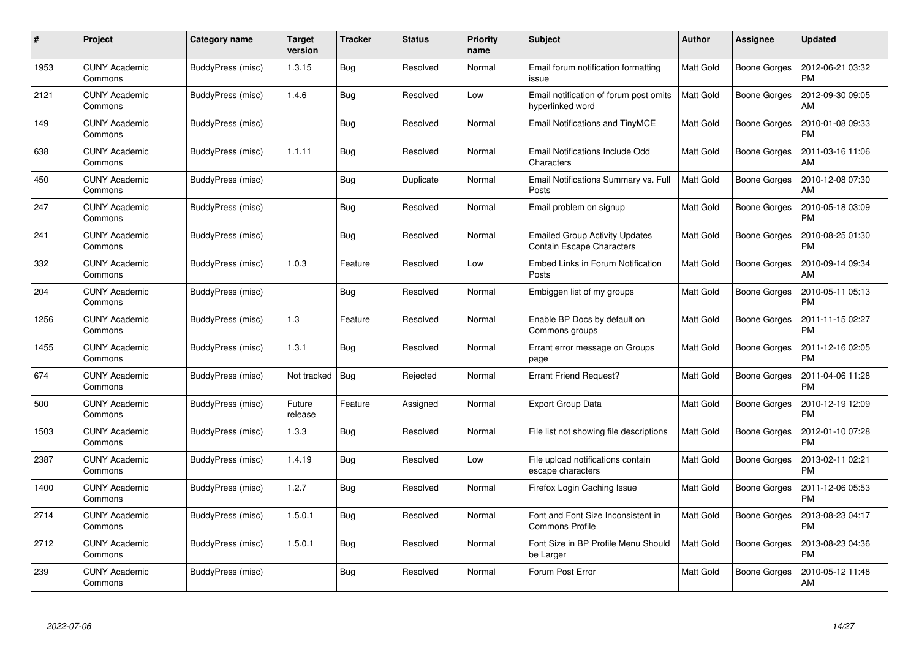| # | Project | Category name | Target version | Tracker | Status | Priority name | Subject | Author | Assignee | Updated |
|---|---|---|---|---|---|---|---|---|---|---|
| 1953 | CUNY Academic Commons | BuddyPress (misc) | 1.3.15 | Bug | Resolved | Normal | Email forum notification formatting issue | Matt Gold | Boone Gorges | 2012-06-21 03:32 PM |
| 2121 | CUNY Academic Commons | BuddyPress (misc) | 1.4.6 | Bug | Resolved | Low | Email notification of forum post omits hyperlinked word | Matt Gold | Boone Gorges | 2012-09-30 09:05 AM |
| 149 | CUNY Academic Commons | BuddyPress (misc) | | Bug | Resolved | Normal | Email Notifications and TinyMCE | Matt Gold | Boone Gorges | 2010-01-08 09:33 PM |
| 638 | CUNY Academic Commons | BuddyPress (misc) | 1.1.11 | Bug | Resolved | Normal | Email Notifications Include Odd Characters | Matt Gold | Boone Gorges | 2011-03-16 11:06 AM |
| 450 | CUNY Academic Commons | BuddyPress (misc) | | Bug | Duplicate | Normal | Email Notifications Summary vs. Full Posts | Matt Gold | Boone Gorges | 2010-12-08 07:30 AM |
| 247 | CUNY Academic Commons | BuddyPress (misc) | | Bug | Resolved | Normal | Email problem on signup | Matt Gold | Boone Gorges | 2010-05-18 03:09 PM |
| 241 | CUNY Academic Commons | BuddyPress (misc) | | Bug | Resolved | Normal | Emailed Group Activity Updates Contain Escape Characters | Matt Gold | Boone Gorges | 2010-08-25 01:30 PM |
| 332 | CUNY Academic Commons | BuddyPress (misc) | 1.0.3 | Feature | Resolved | Low | Embed Links in Forum Notification Posts | Matt Gold | Boone Gorges | 2010-09-14 09:34 AM |
| 204 | CUNY Academic Commons | BuddyPress (misc) | | Bug | Resolved | Normal | Embiggen list of my groups | Matt Gold | Boone Gorges | 2010-05-11 05:13 PM |
| 1256 | CUNY Academic Commons | BuddyPress (misc) | 1.3 | Feature | Resolved | Normal | Enable BP Docs by default on Commons groups | Matt Gold | Boone Gorges | 2011-11-15 02:27 PM |
| 1455 | CUNY Academic Commons | BuddyPress (misc) | 1.3.1 | Bug | Resolved | Normal | Errant error message on Groups page | Matt Gold | Boone Gorges | 2011-12-16 02:05 PM |
| 674 | CUNY Academic Commons | BuddyPress (misc) | Not tracked | Bug | Rejected | Normal | Errant Friend Request? | Matt Gold | Boone Gorges | 2011-04-06 11:28 PM |
| 500 | CUNY Academic Commons | BuddyPress (misc) | Future release | Feature | Assigned | Normal | Export Group Data | Matt Gold | Boone Gorges | 2010-12-19 12:09 PM |
| 1503 | CUNY Academic Commons | BuddyPress (misc) | 1.3.3 | Bug | Resolved | Normal | File list not showing file descriptions | Matt Gold | Boone Gorges | 2012-01-10 07:28 PM |
| 2387 | CUNY Academic Commons | BuddyPress (misc) | 1.4.19 | Bug | Resolved | Low | File upload notifications contain escape characters | Matt Gold | Boone Gorges | 2013-02-11 02:21 PM |
| 1400 | CUNY Academic Commons | BuddyPress (misc) | 1.2.7 | Bug | Resolved | Normal | Firefox Login Caching Issue | Matt Gold | Boone Gorges | 2011-12-06 05:53 PM |
| 2714 | CUNY Academic Commons | BuddyPress (misc) | 1.5.0.1 | Bug | Resolved | Normal | Font and Font Size Inconsistent in Commons Profile | Matt Gold | Boone Gorges | 2013-08-23 04:17 PM |
| 2712 | CUNY Academic Commons | BuddyPress (misc) | 1.5.0.1 | Bug | Resolved | Normal | Font Size in BP Profile Menu Should be Larger | Matt Gold | Boone Gorges | 2013-08-23 04:36 PM |
| 239 | CUNY Academic Commons | BuddyPress (misc) | | Bug | Resolved | Normal | Forum Post Error | Matt Gold | Boone Gorges | 2010-05-12 11:48 AM |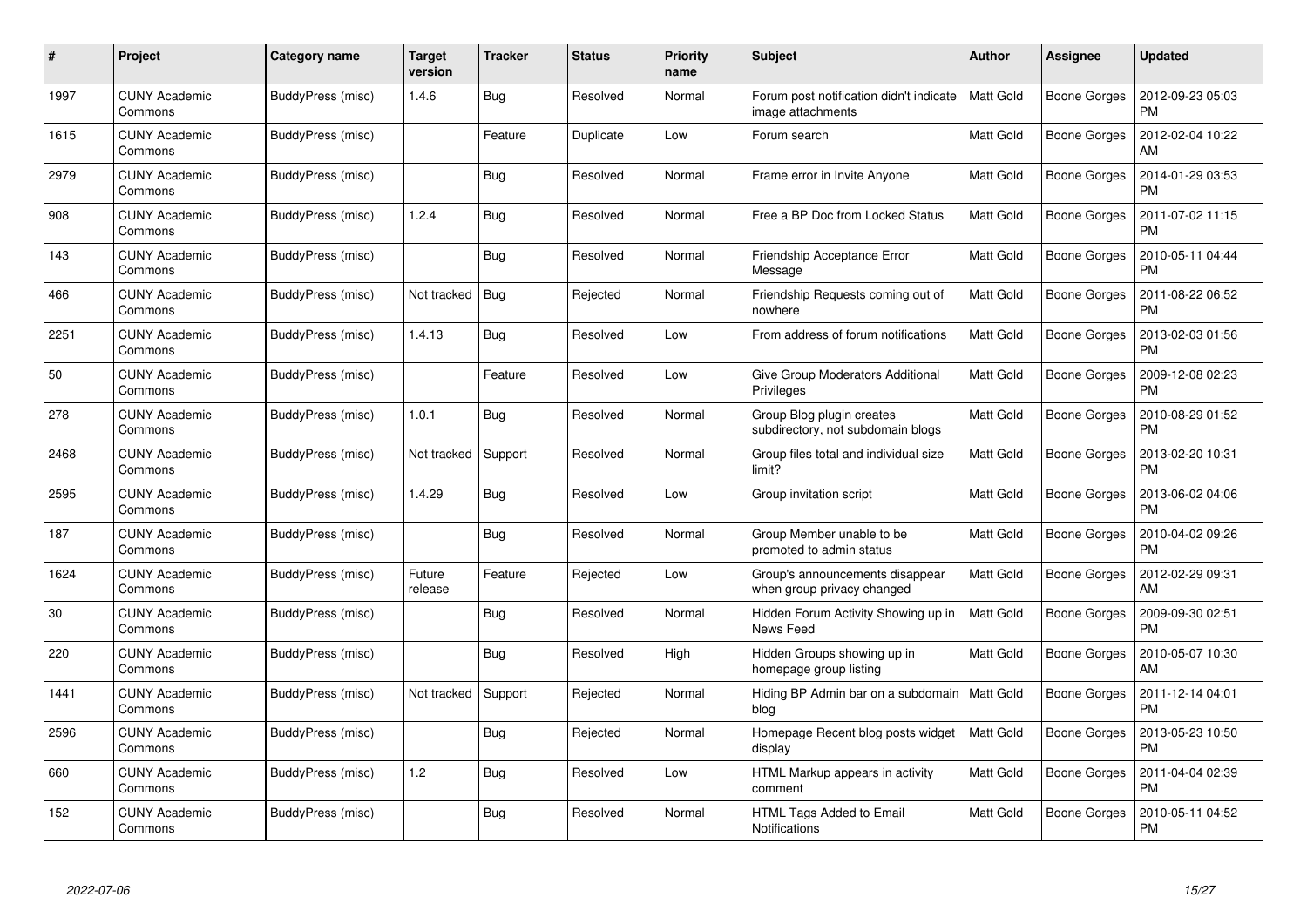| # | Project | Category name | Target version | Tracker | Status | Priority name | Subject | Author | Assignee | Updated |
|---|---|---|---|---|---|---|---|---|---|---|
| 1997 | CUNY Academic Commons | BuddyPress (misc) | 1.4.6 | Bug | Resolved | Normal | Forum post notification didn't indicate image attachments | Matt Gold | Boone Gorges | 2012-09-23 05:03 PM |
| 1615 | CUNY Academic Commons | BuddyPress (misc) | | Feature | Duplicate | Low | Forum search | Matt Gold | Boone Gorges | 2012-02-04 10:22 AM |
| 2979 | CUNY Academic Commons | BuddyPress (misc) | | Bug | Resolved | Normal | Frame error in Invite Anyone | Matt Gold | Boone Gorges | 2014-01-29 03:53 PM |
| 908 | CUNY Academic Commons | BuddyPress (misc) | 1.2.4 | Bug | Resolved | Normal | Free a BP Doc from Locked Status | Matt Gold | Boone Gorges | 2011-07-02 11:15 PM |
| 143 | CUNY Academic Commons | BuddyPress (misc) | | Bug | Resolved | Normal | Friendship Acceptance Error Message | Matt Gold | Boone Gorges | 2010-05-11 04:44 PM |
| 466 | CUNY Academic Commons | BuddyPress (misc) | Not tracked | Bug | Rejected | Normal | Friendship Requests coming out of nowhere | Matt Gold | Boone Gorges | 2011-08-22 06:52 PM |
| 2251 | CUNY Academic Commons | BuddyPress (misc) | 1.4.13 | Bug | Resolved | Low | From address of forum notifications | Matt Gold | Boone Gorges | 2013-02-03 01:56 PM |
| 50 | CUNY Academic Commons | BuddyPress (misc) | | Feature | Resolved | Low | Give Group Moderators Additional Privileges | Matt Gold | Boone Gorges | 2009-12-08 02:23 PM |
| 278 | CUNY Academic Commons | BuddyPress (misc) | 1.0.1 | Bug | Resolved | Normal | Group Blog plugin creates subdirectory, not subdomain blogs | Matt Gold | Boone Gorges | 2010-08-29 01:52 PM |
| 2468 | CUNY Academic Commons | BuddyPress (misc) | Not tracked | Support | Resolved | Normal | Group files total and individual size limit? | Matt Gold | Boone Gorges | 2013-02-20 10:31 PM |
| 2595 | CUNY Academic Commons | BuddyPress (misc) | 1.4.29 | Bug | Resolved | Low | Group invitation script | Matt Gold | Boone Gorges | 2013-06-02 04:06 PM |
| 187 | CUNY Academic Commons | BuddyPress (misc) | | Bug | Resolved | Normal | Group Member unable to be promoted to admin status | Matt Gold | Boone Gorges | 2010-04-02 09:26 PM |
| 1624 | CUNY Academic Commons | BuddyPress (misc) | Future release | Feature | Rejected | Low | Group's announcements disappear when group privacy changed | Matt Gold | Boone Gorges | 2012-02-29 09:31 AM |
| 30 | CUNY Academic Commons | BuddyPress (misc) | | Bug | Resolved | Normal | Hidden Forum Activity Showing up in News Feed | Matt Gold | Boone Gorges | 2009-09-30 02:51 PM |
| 220 | CUNY Academic Commons | BuddyPress (misc) | | Bug | Resolved | High | Hidden Groups showing up in homepage group listing | Matt Gold | Boone Gorges | 2010-05-07 10:30 AM |
| 1441 | CUNY Academic Commons | BuddyPress (misc) | Not tracked | Support | Rejected | Normal | Hiding BP Admin bar on a subdomain blog | Matt Gold | Boone Gorges | 2011-12-14 04:01 PM |
| 2596 | CUNY Academic Commons | BuddyPress (misc) | | Bug | Rejected | Normal | Homepage Recent blog posts widget display | Matt Gold | Boone Gorges | 2013-05-23 10:50 PM |
| 660 | CUNY Academic Commons | BuddyPress (misc) | 1.2 | Bug | Resolved | Low | HTML Markup appears in activity comment | Matt Gold | Boone Gorges | 2011-04-04 02:39 PM |
| 152 | CUNY Academic Commons | BuddyPress (misc) | | Bug | Resolved | Normal | HTML Tags Added to Email Notifications | Matt Gold | Boone Gorges | 2010-05-11 04:52 PM |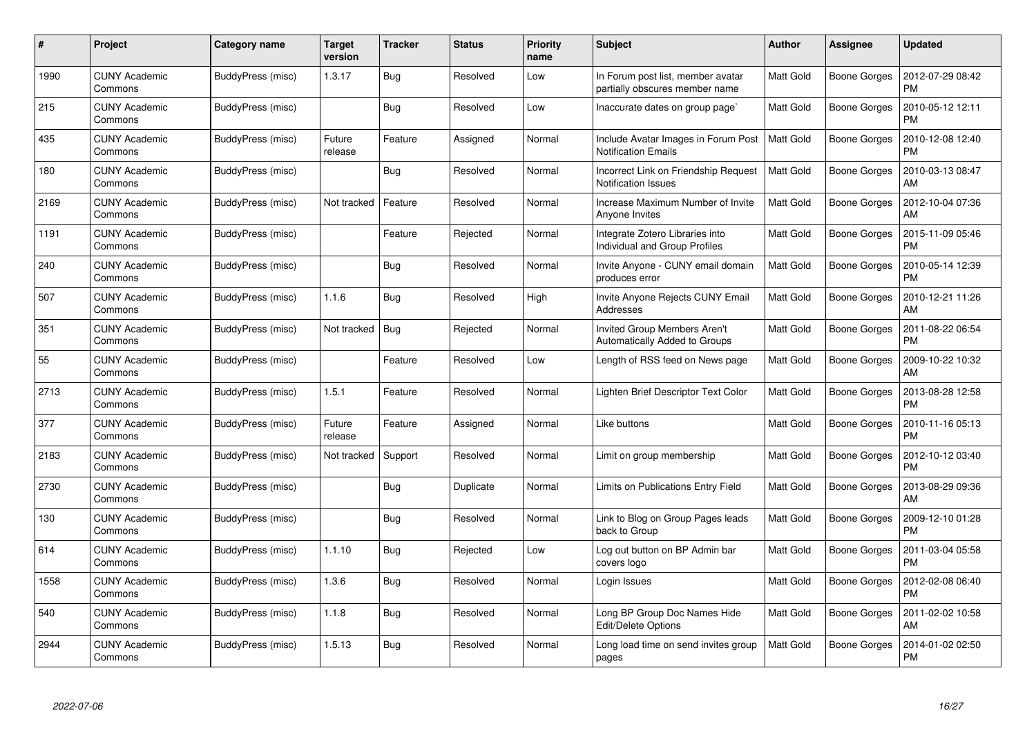| # | Project | Category name | Target version | Tracker | Status | Priority name | Subject | Author | Assignee | Updated |
|---|---|---|---|---|---|---|---|---|---|---|
| 1990 | CUNY Academic Commons | BuddyPress (misc) | 1.3.17 | Bug | Resolved | Low | In Forum post list, member avatar partially obscures member name | Matt Gold | Boone Gorges | 2012-07-29 08:42 PM |
| 215 | CUNY Academic Commons | BuddyPress (misc) | | Bug | Resolved | Low | Inaccurate dates on group page` | Matt Gold | Boone Gorges | 2010-05-12 12:11 PM |
| 435 | CUNY Academic Commons | BuddyPress (misc) | Future release | Feature | Assigned | Normal | Include Avatar Images in Forum Post Notification Emails | Matt Gold | Boone Gorges | 2010-12-08 12:40 PM |
| 180 | CUNY Academic Commons | BuddyPress (misc) | | Bug | Resolved | Normal | Incorrect Link on Friendship Request Notification Issues | Matt Gold | Boone Gorges | 2010-03-13 08:47 AM |
| 2169 | CUNY Academic Commons | BuddyPress (misc) | Not tracked | Feature | Resolved | Normal | Increase Maximum Number of Invite Anyone Invites | Matt Gold | Boone Gorges | 2012-10-04 07:36 AM |
| 1191 | CUNY Academic Commons | BuddyPress (misc) | | Feature | Rejected | Normal | Integrate Zotero Libraries into Individual and Group Profiles | Matt Gold | Boone Gorges | 2015-11-09 05:46 PM |
| 240 | CUNY Academic Commons | BuddyPress (misc) | | Bug | Resolved | Normal | Invite Anyone - CUNY email domain produces error | Matt Gold | Boone Gorges | 2010-05-14 12:39 PM |
| 507 | CUNY Academic Commons | BuddyPress (misc) | 1.1.6 | Bug | Resolved | High | Invite Anyone Rejects CUNY Email Addresses | Matt Gold | Boone Gorges | 2010-12-21 11:26 AM |
| 351 | CUNY Academic Commons | BuddyPress (misc) | Not tracked | Bug | Rejected | Normal | Invited Group Members Aren't Automatically Added to Groups | Matt Gold | Boone Gorges | 2011-08-22 06:54 PM |
| 55 | CUNY Academic Commons | BuddyPress (misc) | | Feature | Resolved | Low | Length of RSS feed on News page | Matt Gold | Boone Gorges | 2009-10-22 10:32 AM |
| 2713 | CUNY Academic Commons | BuddyPress (misc) | 1.5.1 | Feature | Resolved | Normal | Lighten Brief Descriptor Text Color | Matt Gold | Boone Gorges | 2013-08-28 12:58 PM |
| 377 | CUNY Academic Commons | BuddyPress (misc) | Future release | Feature | Assigned | Normal | Like buttons | Matt Gold | Boone Gorges | 2010-11-16 05:13 PM |
| 2183 | CUNY Academic Commons | BuddyPress (misc) | Not tracked | Support | Resolved | Normal | Limit on group membership | Matt Gold | Boone Gorges | 2012-10-12 03:40 PM |
| 2730 | CUNY Academic Commons | BuddyPress (misc) | | Bug | Duplicate | Normal | Limits on Publications Entry Field | Matt Gold | Boone Gorges | 2013-08-29 09:36 AM |
| 130 | CUNY Academic Commons | BuddyPress (misc) | | Bug | Resolved | Normal | Link to Blog on Group Pages leads back to Group | Matt Gold | Boone Gorges | 2009-12-10 01:28 PM |
| 614 | CUNY Academic Commons | BuddyPress (misc) | 1.1.10 | Bug | Rejected | Low | Log out button on BP Admin bar covers logo | Matt Gold | Boone Gorges | 2011-03-04 05:58 PM |
| 1558 | CUNY Academic Commons | BuddyPress (misc) | 1.3.6 | Bug | Resolved | Normal | Login Issues | Matt Gold | Boone Gorges | 2012-02-08 06:40 PM |
| 540 | CUNY Academic Commons | BuddyPress (misc) | 1.1.8 | Bug | Resolved | Normal | Long BP Group Doc Names Hide Edit/Delete Options | Matt Gold | Boone Gorges | 2011-02-02 10:58 AM |
| 2944 | CUNY Academic Commons | BuddyPress (misc) | 1.5.13 | Bug | Resolved | Normal | Long load time on send invites group pages | Matt Gold | Boone Gorges | 2014-01-02 02:50 PM |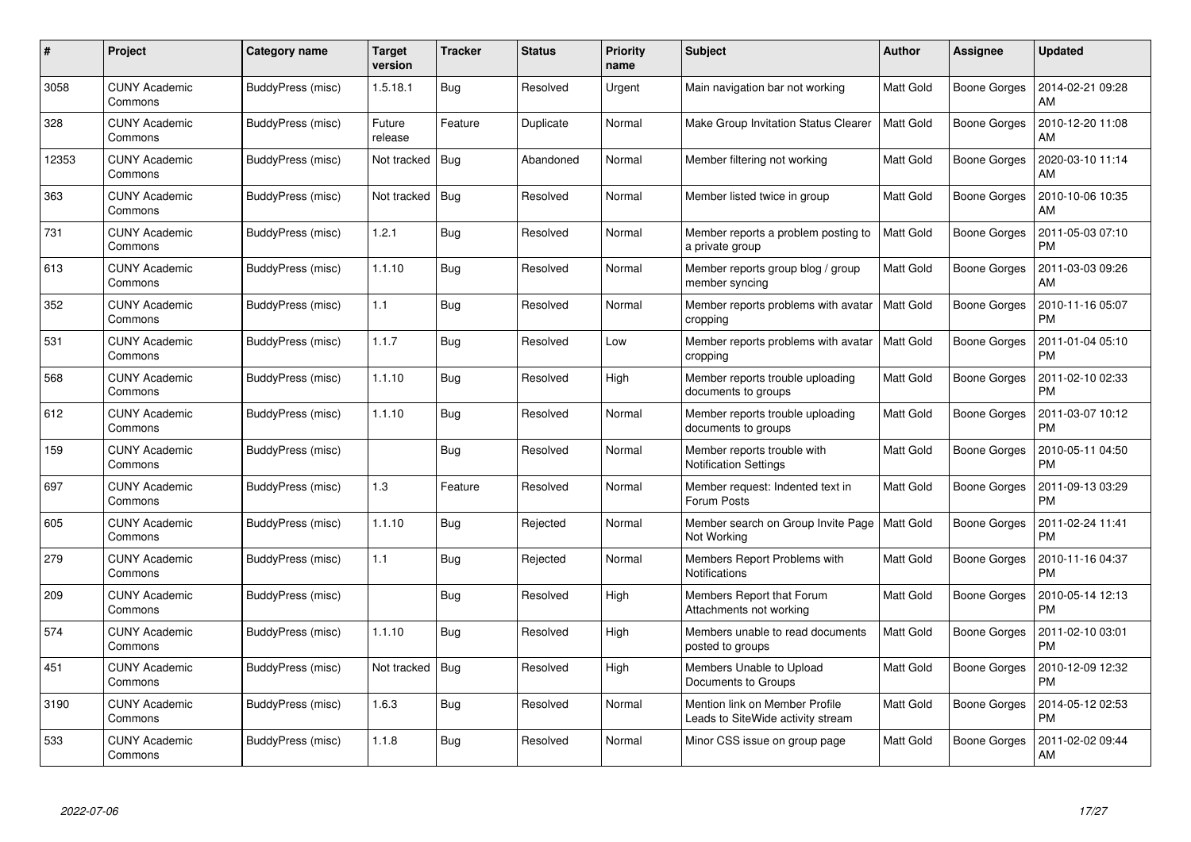| # | Project | Category name | Target version | Tracker | Status | Priority name | Subject | Author | Assignee | Updated |
|---|---|---|---|---|---|---|---|---|---|---|
| 3058 | CUNY Academic Commons | BuddyPress (misc) | 1.5.18.1 | Bug | Resolved | Urgent | Main navigation bar not working | Matt Gold | Boone Gorges | 2014-02-21 09:28 AM |
| 328 | CUNY Academic Commons | BuddyPress (misc) | Future release | Feature | Duplicate | Normal | Make Group Invitation Status Clearer | Matt Gold | Boone Gorges | 2010-12-20 11:08 AM |
| 12353 | CUNY Academic Commons | BuddyPress (misc) | Not tracked | Bug | Abandoned | Normal | Member filtering not working | Matt Gold | Boone Gorges | 2020-03-10 11:14 AM |
| 363 | CUNY Academic Commons | BuddyPress (misc) | Not tracked | Bug | Resolved | Normal | Member listed twice in group | Matt Gold | Boone Gorges | 2010-10-06 10:35 AM |
| 731 | CUNY Academic Commons | BuddyPress (misc) | 1.2.1 | Bug | Resolved | Normal | Member reports a problem posting to a private group | Matt Gold | Boone Gorges | 2011-05-03 07:10 PM |
| 613 | CUNY Academic Commons | BuddyPress (misc) | 1.1.10 | Bug | Resolved | Normal | Member reports group blog / group member syncing | Matt Gold | Boone Gorges | 2011-03-03 09:26 AM |
| 352 | CUNY Academic Commons | BuddyPress (misc) | 1.1 | Bug | Resolved | Normal | Member reports problems with avatar cropping | Matt Gold | Boone Gorges | 2010-11-16 05:07 PM |
| 531 | CUNY Academic Commons | BuddyPress (misc) | 1.1.7 | Bug | Resolved | Low | Member reports problems with avatar cropping | Matt Gold | Boone Gorges | 2011-01-04 05:10 PM |
| 568 | CUNY Academic Commons | BuddyPress (misc) | 1.1.10 | Bug | Resolved | High | Member reports trouble uploading documents to groups | Matt Gold | Boone Gorges | 2011-02-10 02:33 PM |
| 612 | CUNY Academic Commons | BuddyPress (misc) | 1.1.10 | Bug | Resolved | Normal | Member reports trouble uploading documents to groups | Matt Gold | Boone Gorges | 2011-03-07 10:12 PM |
| 159 | CUNY Academic Commons | BuddyPress (misc) | | Bug | Resolved | Normal | Member reports trouble with Notification Settings | Matt Gold | Boone Gorges | 2010-05-11 04:50 PM |
| 697 | CUNY Academic Commons | BuddyPress (misc) | 1.3 | Feature | Resolved | Normal | Member request: Indented text in Forum Posts | Matt Gold | Boone Gorges | 2011-09-13 03:29 PM |
| 605 | CUNY Academic Commons | BuddyPress (misc) | 1.1.10 | Bug | Rejected | Normal | Member search on Group Invite Page Not Working | Matt Gold | Boone Gorges | 2011-02-24 11:41 PM |
| 279 | CUNY Academic Commons | BuddyPress (misc) | 1.1 | Bug | Rejected | Normal | Members Report Problems with Notifications | Matt Gold | Boone Gorges | 2010-11-16 04:37 PM |
| 209 | CUNY Academic Commons | BuddyPress (misc) | | Bug | Resolved | High | Members Report that Forum Attachments not working | Matt Gold | Boone Gorges | 2010-05-14 12:13 PM |
| 574 | CUNY Academic Commons | BuddyPress (misc) | 1.1.10 | Bug | Resolved | High | Members unable to read documents posted to groups | Matt Gold | Boone Gorges | 2011-02-10 03:01 PM |
| 451 | CUNY Academic Commons | BuddyPress (misc) | Not tracked | Bug | Resolved | High | Members Unable to Upload Documents to Groups | Matt Gold | Boone Gorges | 2010-12-09 12:32 PM |
| 3190 | CUNY Academic Commons | BuddyPress (misc) | 1.6.3 | Bug | Resolved | Normal | Mention link on Member Profile Leads to SiteWide activity stream | Matt Gold | Boone Gorges | 2014-05-12 02:53 PM |
| 533 | CUNY Academic Commons | BuddyPress (misc) | 1.1.8 | Bug | Resolved | Normal | Minor CSS issue on group page | Matt Gold | Boone Gorges | 2011-02-02 09:44 AM |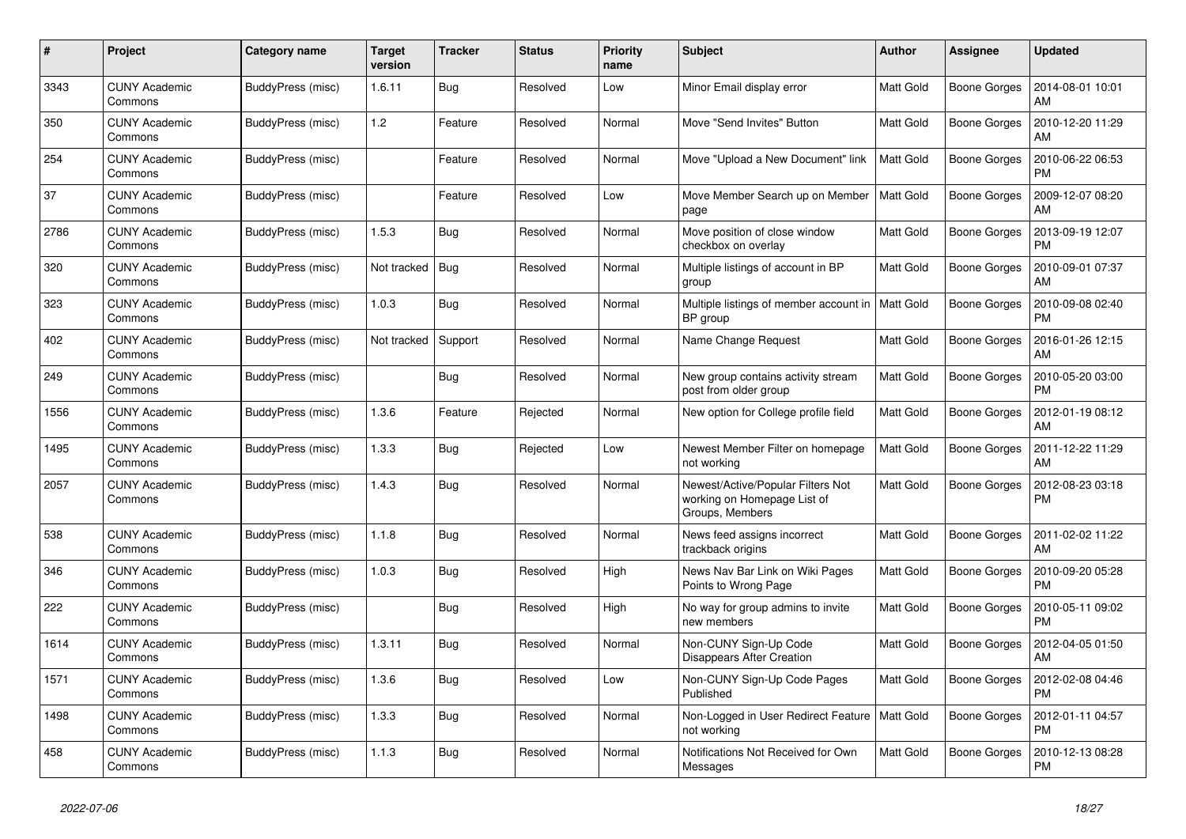| # | Project | Category name | Target version | Tracker | Status | Priority name | Subject | Author | Assignee | Updated |
|---|---|---|---|---|---|---|---|---|---|---|
| 3343 | CUNY Academic Commons | BuddyPress (misc) | 1.6.11 | Bug | Resolved | Low | Minor Email display error | Matt Gold | Boone Gorges | 2014-08-01 10:01 AM |
| 350 | CUNY Academic Commons | BuddyPress (misc) | 1.2 | Feature | Resolved | Normal | Move "Send Invites" Button | Matt Gold | Boone Gorges | 2010-12-20 11:29 AM |
| 254 | CUNY Academic Commons | BuddyPress (misc) | | Feature | Resolved | Normal | Move "Upload a New Document" link | Matt Gold | Boone Gorges | 2010-06-22 06:53 PM |
| 37 | CUNY Academic Commons | BuddyPress (misc) | | Feature | Resolved | Low | Move Member Search up on Member page | Matt Gold | Boone Gorges | 2009-12-07 08:20 AM |
| 2786 | CUNY Academic Commons | BuddyPress (misc) | 1.5.3 | Bug | Resolved | Normal | Move position of close window checkbox on overlay | Matt Gold | Boone Gorges | 2013-09-19 12:07 PM |
| 320 | CUNY Academic Commons | BuddyPress (misc) | Not tracked | Bug | Resolved | Normal | Multiple listings of account in BP group | Matt Gold | Boone Gorges | 2010-09-01 07:37 AM |
| 323 | CUNY Academic Commons | BuddyPress (misc) | 1.0.3 | Bug | Resolved | Normal | Multiple listings of member account in BP group | Matt Gold | Boone Gorges | 2010-09-08 02:40 PM |
| 402 | CUNY Academic Commons | BuddyPress (misc) | Not tracked | Support | Resolved | Normal | Name Change Request | Matt Gold | Boone Gorges | 2016-01-26 12:15 AM |
| 249 | CUNY Academic Commons | BuddyPress (misc) | | Bug | Resolved | Normal | New group contains activity stream post from older group | Matt Gold | Boone Gorges | 2010-05-20 03:00 PM |
| 1556 | CUNY Academic Commons | BuddyPress (misc) | 1.3.6 | Feature | Rejected | Normal | New option for College profile field | Matt Gold | Boone Gorges | 2012-01-19 08:12 AM |
| 1495 | CUNY Academic Commons | BuddyPress (misc) | 1.3.3 | Bug | Rejected | Low | Newest Member Filter on homepage not working | Matt Gold | Boone Gorges | 2011-12-22 11:29 AM |
| 2057 | CUNY Academic Commons | BuddyPress (misc) | 1.4.3 | Bug | Resolved | Normal | Newest/Active/Popular Filters Not working on Homepage List of Groups, Members | Matt Gold | Boone Gorges | 2012-08-23 03:18 PM |
| 538 | CUNY Academic Commons | BuddyPress (misc) | 1.1.8 | Bug | Resolved | Normal | News feed assigns incorrect trackback origins | Matt Gold | Boone Gorges | 2011-02-02 11:22 AM |
| 346 | CUNY Academic Commons | BuddyPress (misc) | 1.0.3 | Bug | Resolved | High | News Nav Bar Link on Wiki Pages Points to Wrong Page | Matt Gold | Boone Gorges | 2010-09-20 05:28 PM |
| 222 | CUNY Academic Commons | BuddyPress (misc) | | Bug | Resolved | High | No way for group admins to invite new members | Matt Gold | Boone Gorges | 2010-05-11 09:02 PM |
| 1614 | CUNY Academic Commons | BuddyPress (misc) | 1.3.11 | Bug | Resolved | Normal | Non-CUNY Sign-Up Code Disappears After Creation | Matt Gold | Boone Gorges | 2012-04-05 01:50 AM |
| 1571 | CUNY Academic Commons | BuddyPress (misc) | 1.3.6 | Bug | Resolved | Low | Non-CUNY Sign-Up Code Pages Published | Matt Gold | Boone Gorges | 2012-02-08 04:46 PM |
| 1498 | CUNY Academic Commons | BuddyPress (misc) | 1.3.3 | Bug | Resolved | Normal | Non-Logged in User Redirect Feature not working | Matt Gold | Boone Gorges | 2012-01-11 04:57 PM |
| 458 | CUNY Academic Commons | BuddyPress (misc) | 1.1.3 | Bug | Resolved | Normal | Notifications Not Received for Own Messages | Matt Gold | Boone Gorges | 2010-12-13 08:28 PM |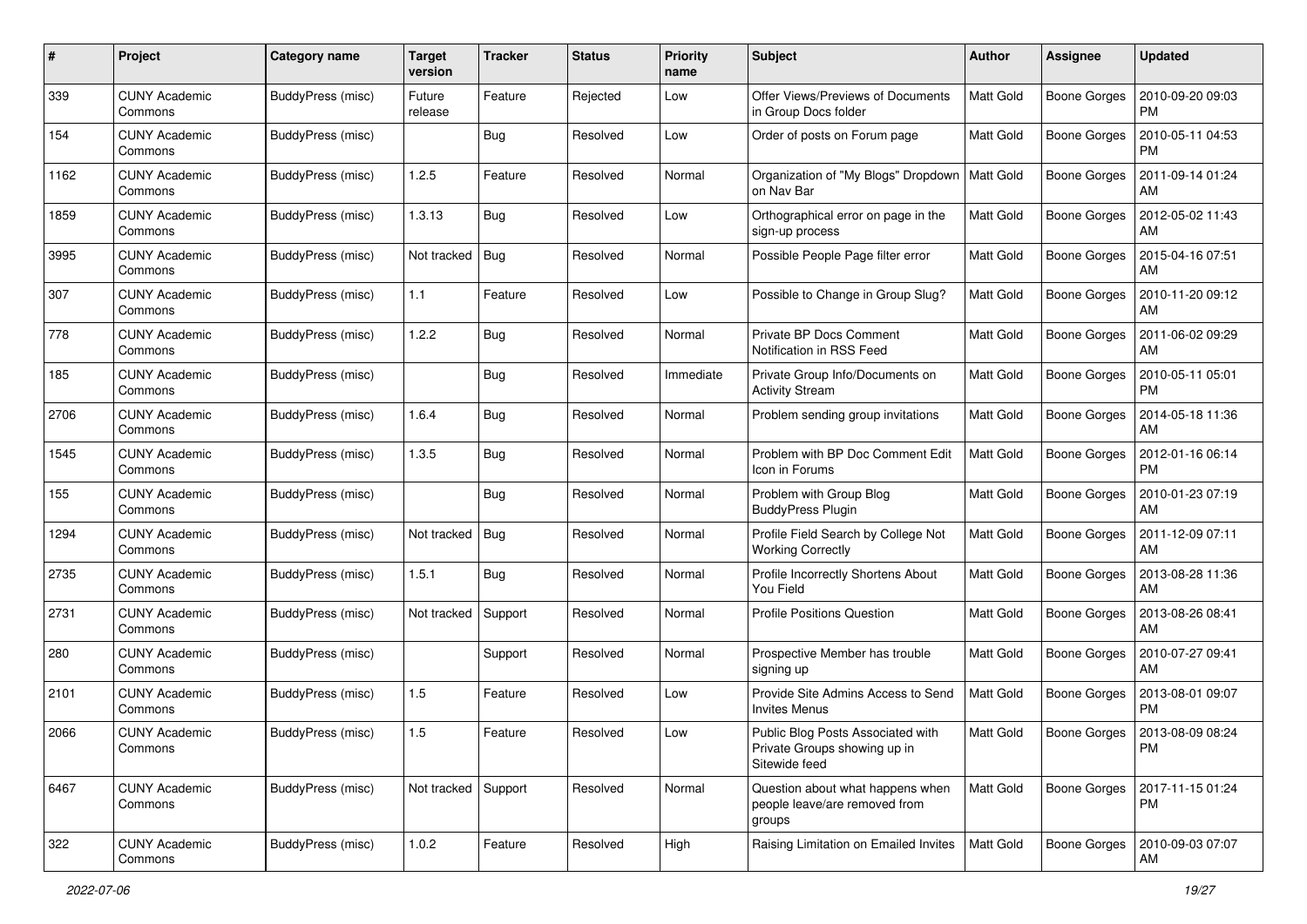| # | Project | Category name | Target version | Tracker | Status | Priority name | Subject | Author | Assignee | Updated |
|---|---|---|---|---|---|---|---|---|---|---|
| 339 | CUNY Academic Commons | BuddyPress (misc) | Future release | Feature | Rejected | Low | Offer Views/Previews of Documents in Group Docs folder | Matt Gold | Boone Gorges | 2010-09-20 09:03 PM |
| 154 | CUNY Academic Commons | BuddyPress (misc) | | Bug | Resolved | Low | Order of posts on Forum page | Matt Gold | Boone Gorges | 2010-05-11 04:53 PM |
| 1162 | CUNY Academic Commons | BuddyPress (misc) | 1.2.5 | Feature | Resolved | Normal | Organization of "My Blogs" Dropdown on Nav Bar | Matt Gold | Boone Gorges | 2011-09-14 01:24 AM |
| 1859 | CUNY Academic Commons | BuddyPress (misc) | 1.3.13 | Bug | Resolved | Low | Orthographical error on page in the sign-up process | Matt Gold | Boone Gorges | 2012-05-02 11:43 AM |
| 3995 | CUNY Academic Commons | BuddyPress (misc) | Not tracked | Bug | Resolved | Normal | Possible People Page filter error | Matt Gold | Boone Gorges | 2015-04-16 07:51 AM |
| 307 | CUNY Academic Commons | BuddyPress (misc) | 1.1 | Feature | Resolved | Low | Possible to Change in Group Slug? | Matt Gold | Boone Gorges | 2010-11-20 09:12 AM |
| 778 | CUNY Academic Commons | BuddyPress (misc) | 1.2.2 | Bug | Resolved | Normal | Private BP Docs Comment Notification in RSS Feed | Matt Gold | Boone Gorges | 2011-06-02 09:29 AM |
| 185 | CUNY Academic Commons | BuddyPress (misc) | | Bug | Resolved | Immediate | Private Group Info/Documents on Activity Stream | Matt Gold | Boone Gorges | 2010-05-11 05:01 PM |
| 2706 | CUNY Academic Commons | BuddyPress (misc) | 1.6.4 | Bug | Resolved | Normal | Problem sending group invitations | Matt Gold | Boone Gorges | 2014-05-18 11:36 AM |
| 1545 | CUNY Academic Commons | BuddyPress (misc) | 1.3.5 | Bug | Resolved | Normal | Problem with BP Doc Comment Edit Icon in Forums | Matt Gold | Boone Gorges | 2012-01-16 06:14 PM |
| 155 | CUNY Academic Commons | BuddyPress (misc) | | Bug | Resolved | Normal | Problem with Group Blog BuddyPress Plugin | Matt Gold | Boone Gorges | 2010-01-23 07:19 AM |
| 1294 | CUNY Academic Commons | BuddyPress (misc) | Not tracked | Bug | Resolved | Normal | Profile Field Search by College Not Working Correctly | Matt Gold | Boone Gorges | 2011-12-09 07:11 AM |
| 2735 | CUNY Academic Commons | BuddyPress (misc) | 1.5.1 | Bug | Resolved | Normal | Profile Incorrectly Shortens About You Field | Matt Gold | Boone Gorges | 2013-08-28 11:36 AM |
| 2731 | CUNY Academic Commons | BuddyPress (misc) | Not tracked | Support | Resolved | Normal | Profile Positions Question | Matt Gold | Boone Gorges | 2013-08-26 08:41 AM |
| 280 | CUNY Academic Commons | BuddyPress (misc) | | Support | Resolved | Normal | Prospective Member has trouble signing up | Matt Gold | Boone Gorges | 2010-07-27 09:41 AM |
| 2101 | CUNY Academic Commons | BuddyPress (misc) | 1.5 | Feature | Resolved | Low | Provide Site Admins Access to Send Invites Menus | Matt Gold | Boone Gorges | 2013-08-01 09:07 PM |
| 2066 | CUNY Academic Commons | BuddyPress (misc) | 1.5 | Feature | Resolved | Low | Public Blog Posts Associated with Private Groups showing up in Sitewide feed | Matt Gold | Boone Gorges | 2013-08-09 08:24 PM |
| 6467 | CUNY Academic Commons | BuddyPress (misc) | Not tracked | Support | Resolved | Normal | Question about what happens when people leave/are removed from groups | Matt Gold | Boone Gorges | 2017-11-15 01:24 PM |
| 322 | CUNY Academic Commons | BuddyPress (misc) | 1.0.2 | Feature | Resolved | High | Raising Limitation on Emailed Invites | Matt Gold | Boone Gorges | 2010-09-03 07:07 AM |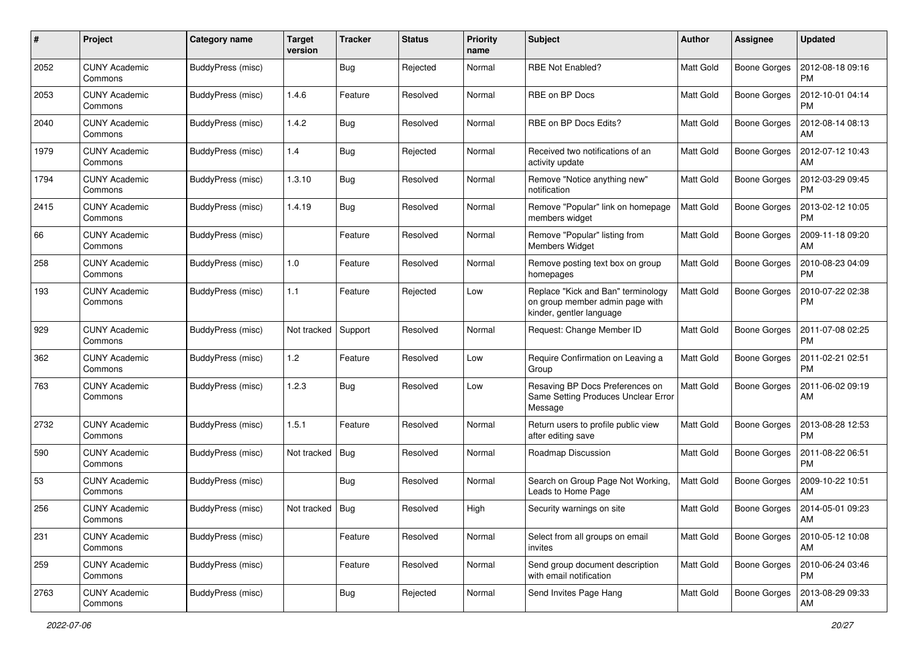| # | Project | Category name | Target version | Tracker | Status | Priority name | Subject | Author | Assignee | Updated |
|---|---|---|---|---|---|---|---|---|---|---|
| 2052 | CUNY Academic Commons | BuddyPress (misc) | | Bug | Rejected | Normal | RBE Not Enabled? | Matt Gold | Boone Gorges | 2012-08-18 09:16 PM |
| 2053 | CUNY Academic Commons | BuddyPress (misc) | 1.4.6 | Feature | Resolved | Normal | RBE on BP Docs | Matt Gold | Boone Gorges | 2012-10-01 04:14 PM |
| 2040 | CUNY Academic Commons | BuddyPress (misc) | 1.4.2 | Bug | Resolved | Normal | RBE on BP Docs Edits? | Matt Gold | Boone Gorges | 2012-08-14 08:13 AM |
| 1979 | CUNY Academic Commons | BuddyPress (misc) | 1.4 | Bug | Rejected | Normal | Received two notifications of an activity update | Matt Gold | Boone Gorges | 2012-07-12 10:43 AM |
| 1794 | CUNY Academic Commons | BuddyPress (misc) | 1.3.10 | Bug | Resolved | Normal | Remove "Notice anything new" notification | Matt Gold | Boone Gorges | 2012-03-29 09:45 PM |
| 2415 | CUNY Academic Commons | BuddyPress (misc) | 1.4.19 | Bug | Resolved | Normal | Remove "Popular" link on homepage members widget | Matt Gold | Boone Gorges | 2013-02-12 10:05 PM |
| 66 | CUNY Academic Commons | BuddyPress (misc) | | Feature | Resolved | Normal | Remove "Popular" listing from Members Widget | Matt Gold | Boone Gorges | 2009-11-18 09:20 AM |
| 258 | CUNY Academic Commons | BuddyPress (misc) | 1.0 | Feature | Resolved | Normal | Remove posting text box on group homepages | Matt Gold | Boone Gorges | 2010-08-23 04:09 PM |
| 193 | CUNY Academic Commons | BuddyPress (misc) | 1.1 | Feature | Rejected | Low | Replace "Kick and Ban" terminology on group member admin page with kinder, gentler language | Matt Gold | Boone Gorges | 2010-07-22 02:38 PM |
| 929 | CUNY Academic Commons | BuddyPress (misc) | Not tracked | Support | Resolved | Normal | Request: Change Member ID | Matt Gold | Boone Gorges | 2011-07-08 02:25 PM |
| 362 | CUNY Academic Commons | BuddyPress (misc) | 1.2 | Feature | Resolved | Low | Require Confirmation on Leaving a Group | Matt Gold | Boone Gorges | 2011-02-21 02:51 PM |
| 763 | CUNY Academic Commons | BuddyPress (misc) | 1.2.3 | Bug | Resolved | Low | Resaving BP Docs Preferences on Same Setting Produces Unclear Error Message | Matt Gold | Boone Gorges | 2011-06-02 09:19 AM |
| 2732 | CUNY Academic Commons | BuddyPress (misc) | 1.5.1 | Feature | Resolved | Normal | Return users to profile public view after editing save | Matt Gold | Boone Gorges | 2013-08-28 12:53 PM |
| 590 | CUNY Academic Commons | BuddyPress (misc) | Not tracked | Bug | Resolved | Normal | Roadmap Discussion | Matt Gold | Boone Gorges | 2011-08-22 06:51 PM |
| 53 | CUNY Academic Commons | BuddyPress (misc) | | Bug | Resolved | Normal | Search on Group Page Not Working, Leads to Home Page | Matt Gold | Boone Gorges | 2009-10-22 10:51 AM |
| 256 | CUNY Academic Commons | BuddyPress (misc) | Not tracked | Bug | Resolved | High | Security warnings on site | Matt Gold | Boone Gorges | 2014-05-01 09:23 AM |
| 231 | CUNY Academic Commons | BuddyPress (misc) | | Feature | Resolved | Normal | Select from all groups on email invites | Matt Gold | Boone Gorges | 2010-05-12 10:08 AM |
| 259 | CUNY Academic Commons | BuddyPress (misc) | | Feature | Resolved | Normal | Send group document description with email notification | Matt Gold | Boone Gorges | 2010-06-24 03:46 PM |
| 2763 | CUNY Academic Commons | BuddyPress (misc) | | Bug | Rejected | Normal | Send Invites Page Hang | Matt Gold | Boone Gorges | 2013-08-29 09:33 AM |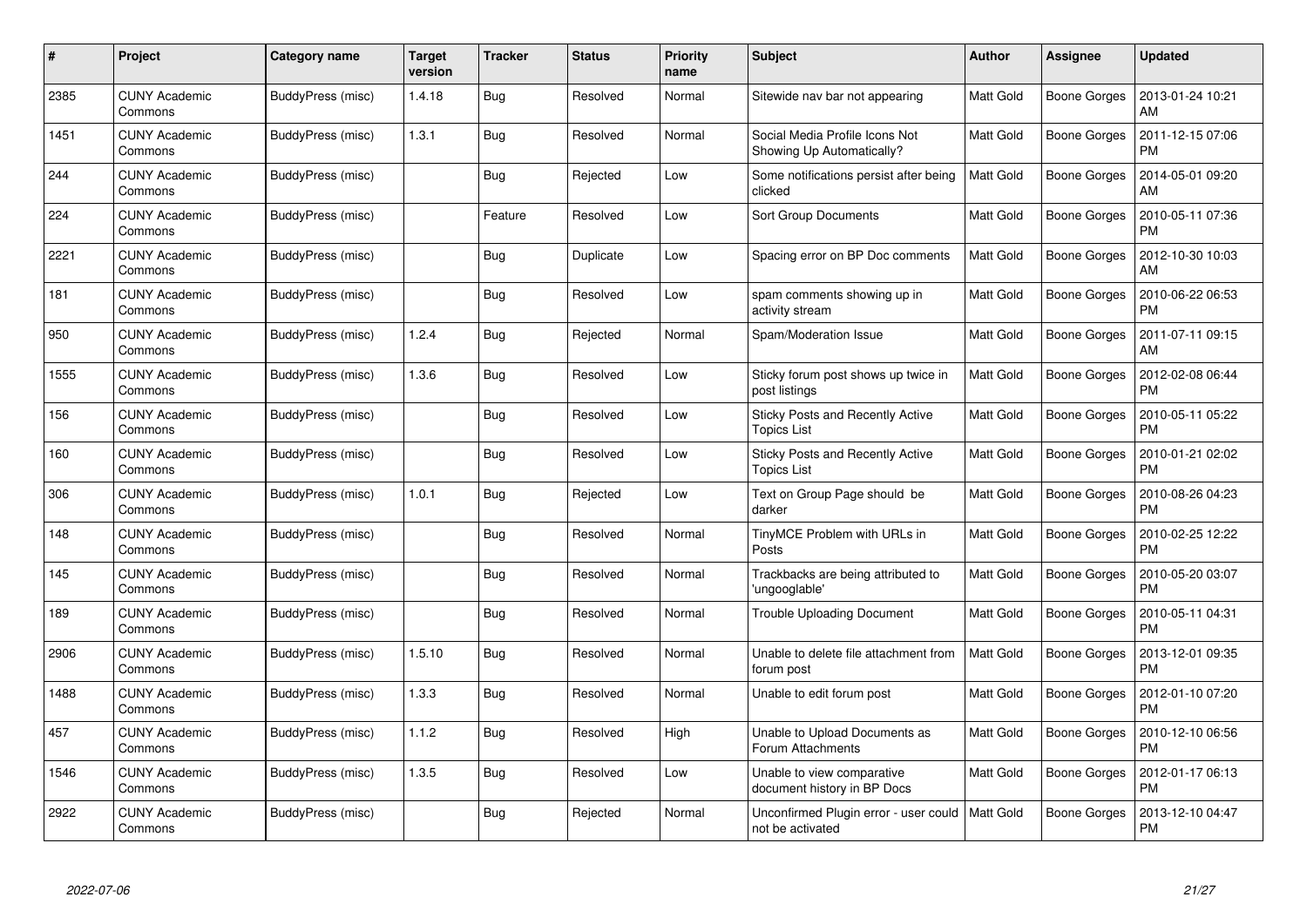| # | Project | Category name | Target version | Tracker | Status | Priority name | Subject | Author | Assignee | Updated |
|---|---|---|---|---|---|---|---|---|---|---|
| 2385 | CUNY Academic Commons | BuddyPress (misc) | 1.4.18 | Bug | Resolved | Normal | Sitewide nav bar not appearing | Matt Gold | Boone Gorges | 2013-01-24 10:21 AM |
| 1451 | CUNY Academic Commons | BuddyPress (misc) | 1.3.1 | Bug | Resolved | Normal | Social Media Profile Icons Not Showing Up Automatically? | Matt Gold | Boone Gorges | 2011-12-15 07:06 PM |
| 244 | CUNY Academic Commons | BuddyPress (misc) | | Bug | Rejected | Low | Some notifications persist after being clicked | Matt Gold | Boone Gorges | 2014-05-01 09:20 AM |
| 224 | CUNY Academic Commons | BuddyPress (misc) | | Feature | Resolved | Low | Sort Group Documents | Matt Gold | Boone Gorges | 2010-05-11 07:36 PM |
| 2221 | CUNY Academic Commons | BuddyPress (misc) | | Bug | Duplicate | Low | Spacing error on BP Doc comments | Matt Gold | Boone Gorges | 2012-10-30 10:03 AM |
| 181 | CUNY Academic Commons | BuddyPress (misc) | | Bug | Resolved | Low | spam comments showing up in activity stream | Matt Gold | Boone Gorges | 2010-06-22 06:53 PM |
| 950 | CUNY Academic Commons | BuddyPress (misc) | 1.2.4 | Bug | Rejected | Normal | Spam/Moderation Issue | Matt Gold | Boone Gorges | 2011-07-11 09:15 AM |
| 1555 | CUNY Academic Commons | BuddyPress (misc) | 1.3.6 | Bug | Resolved | Low | Sticky forum post shows up twice in post listings | Matt Gold | Boone Gorges | 2012-02-08 06:44 PM |
| 156 | CUNY Academic Commons | BuddyPress (misc) | | Bug | Resolved | Low | Sticky Posts and Recently Active Topics List | Matt Gold | Boone Gorges | 2010-05-11 05:22 PM |
| 160 | CUNY Academic Commons | BuddyPress (misc) | | Bug | Resolved | Low | Sticky Posts and Recently Active Topics List | Matt Gold | Boone Gorges | 2010-01-21 02:02 PM |
| 306 | CUNY Academic Commons | BuddyPress (misc) | 1.0.1 | Bug | Rejected | Low | Text on Group Page should be darker | Matt Gold | Boone Gorges | 2010-08-26 04:23 PM |
| 148 | CUNY Academic Commons | BuddyPress (misc) | | Bug | Resolved | Normal | TinyMCE Problem with URLs in Posts | Matt Gold | Boone Gorges | 2010-02-25 12:22 PM |
| 145 | CUNY Academic Commons | BuddyPress (misc) | | Bug | Resolved | Normal | Trackbacks are being attributed to 'ungooglable' | Matt Gold | Boone Gorges | 2010-05-20 03:07 PM |
| 189 | CUNY Academic Commons | BuddyPress (misc) | | Bug | Resolved | Normal | Trouble Uploading Document | Matt Gold | Boone Gorges | 2010-05-11 04:31 PM |
| 2906 | CUNY Academic Commons | BuddyPress (misc) | 1.5.10 | Bug | Resolved | Normal | Unable to delete file attachment from forum post | Matt Gold | Boone Gorges | 2013-12-01 09:35 PM |
| 1488 | CUNY Academic Commons | BuddyPress (misc) | 1.3.3 | Bug | Resolved | Normal | Unable to edit forum post | Matt Gold | Boone Gorges | 2012-01-10 07:20 PM |
| 457 | CUNY Academic Commons | BuddyPress (misc) | 1.1.2 | Bug | Resolved | High | Unable to Upload Documents as Forum Attachments | Matt Gold | Boone Gorges | 2010-12-10 06:56 PM |
| 1546 | CUNY Academic Commons | BuddyPress (misc) | 1.3.5 | Bug | Resolved | Low | Unable to view comparative document history in BP Docs | Matt Gold | Boone Gorges | 2012-01-17 06:13 PM |
| 2922 | CUNY Academic Commons | BuddyPress (misc) | | Bug | Rejected | Normal | Unconfirmed Plugin error - user could not be activated | Matt Gold | Boone Gorges | 2013-12-10 04:47 PM |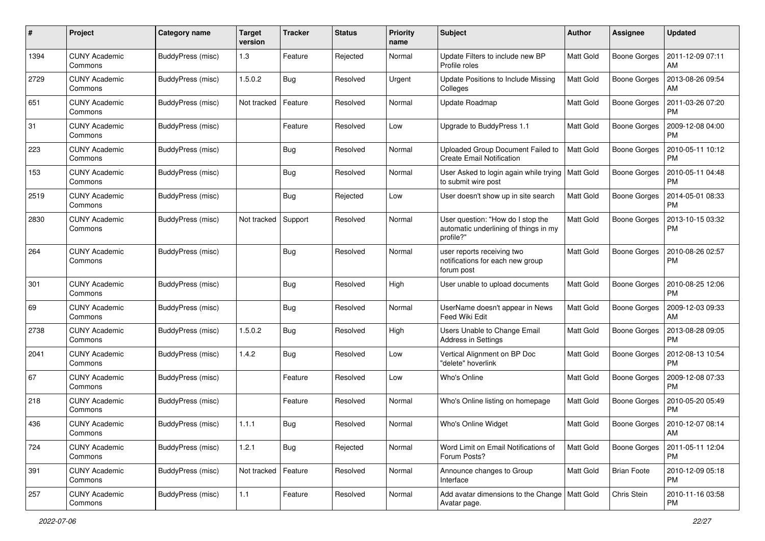| # | Project | Category name | Target version | Tracker | Status | Priority name | Subject | Author | Assignee | Updated |
|---|---|---|---|---|---|---|---|---|---|---|
| 1394 | CUNY Academic Commons | BuddyPress (misc) | 1.3 | Feature | Rejected | Normal | Update Filters to include new BP Profile roles | Matt Gold | Boone Gorges | 2011-12-09 07:11 AM |
| 2729 | CUNY Academic Commons | BuddyPress (misc) | 1.5.0.2 | Bug | Resolved | Urgent | Update Positions to Include Missing Colleges | Matt Gold | Boone Gorges | 2013-08-26 09:54 AM |
| 651 | CUNY Academic Commons | BuddyPress (misc) | Not tracked | Feature | Resolved | Normal | Update Roadmap | Matt Gold | Boone Gorges | 2011-03-26 07:20 PM |
| 31 | CUNY Academic Commons | BuddyPress (misc) | | Feature | Resolved | Low | Upgrade to BuddyPress 1.1 | Matt Gold | Boone Gorges | 2009-12-08 04:00 PM |
| 223 | CUNY Academic Commons | BuddyPress (misc) | | Bug | Resolved | Normal | Uploaded Group Document Failed to Create Email Notification | Matt Gold | Boone Gorges | 2010-05-11 10:12 PM |
| 153 | CUNY Academic Commons | BuddyPress (misc) | | Bug | Resolved | Normal | User Asked to login again while trying to submit wire post | Matt Gold | Boone Gorges | 2010-05-11 04:48 PM |
| 2519 | CUNY Academic Commons | BuddyPress (misc) | | Bug | Rejected | Low | User doesn't show up in site search | Matt Gold | Boone Gorges | 2014-05-01 08:33 PM |
| 2830 | CUNY Academic Commons | BuddyPress (misc) | Not tracked | Support | Resolved | Normal | User question: "How do I stop the automatic underlining of things in my profile?" | Matt Gold | Boone Gorges | 2013-10-15 03:32 PM |
| 264 | CUNY Academic Commons | BuddyPress (misc) | | Bug | Resolved | Normal | user reports receiving two notifications for each new group forum post | Matt Gold | Boone Gorges | 2010-08-26 02:57 PM |
| 301 | CUNY Academic Commons | BuddyPress (misc) | | Bug | Resolved | High | User unable to upload documents | Matt Gold | Boone Gorges | 2010-08-25 12:06 PM |
| 69 | CUNY Academic Commons | BuddyPress (misc) | | Bug | Resolved | Normal | UserName doesn't appear in News Feed Wiki Edit | Matt Gold | Boone Gorges | 2009-12-03 09:33 AM |
| 2738 | CUNY Academic Commons | BuddyPress (misc) | 1.5.0.2 | Bug | Resolved | High | Users Unable to Change Email Address in Settings | Matt Gold | Boone Gorges | 2013-08-28 09:05 PM |
| 2041 | CUNY Academic Commons | BuddyPress (misc) | 1.4.2 | Bug | Resolved | Low | Vertical Alignment on BP Doc "delete" hoverlink | Matt Gold | Boone Gorges | 2012-08-13 10:54 PM |
| 67 | CUNY Academic Commons | BuddyPress (misc) | | Feature | Resolved | Low | Who's Online | Matt Gold | Boone Gorges | 2009-12-08 07:33 PM |
| 218 | CUNY Academic Commons | BuddyPress (misc) | | Feature | Resolved | Normal | Who's Online listing on homepage | Matt Gold | Boone Gorges | 2010-05-20 05:49 PM |
| 436 | CUNY Academic Commons | BuddyPress (misc) | 1.1.1 | Bug | Resolved | Normal | Who's Online Widget | Matt Gold | Boone Gorges | 2010-12-07 08:14 AM |
| 724 | CUNY Academic Commons | BuddyPress (misc) | 1.2.1 | Bug | Rejected | Normal | Word Limit on Email Notifications of Forum Posts? | Matt Gold | Boone Gorges | 2011-05-11 12:04 PM |
| 391 | CUNY Academic Commons | BuddyPress (misc) | Not tracked | Feature | Resolved | Normal | Announce changes to Group Interface | Matt Gold | Brian Foote | 2010-12-09 05:18 PM |
| 257 | CUNY Academic Commons | BuddyPress (misc) | 1.1 | Feature | Resolved | Normal | Add avatar dimensions to the Change Avatar page. | Matt Gold | Chris Stein | 2010-11-16 03:58 PM |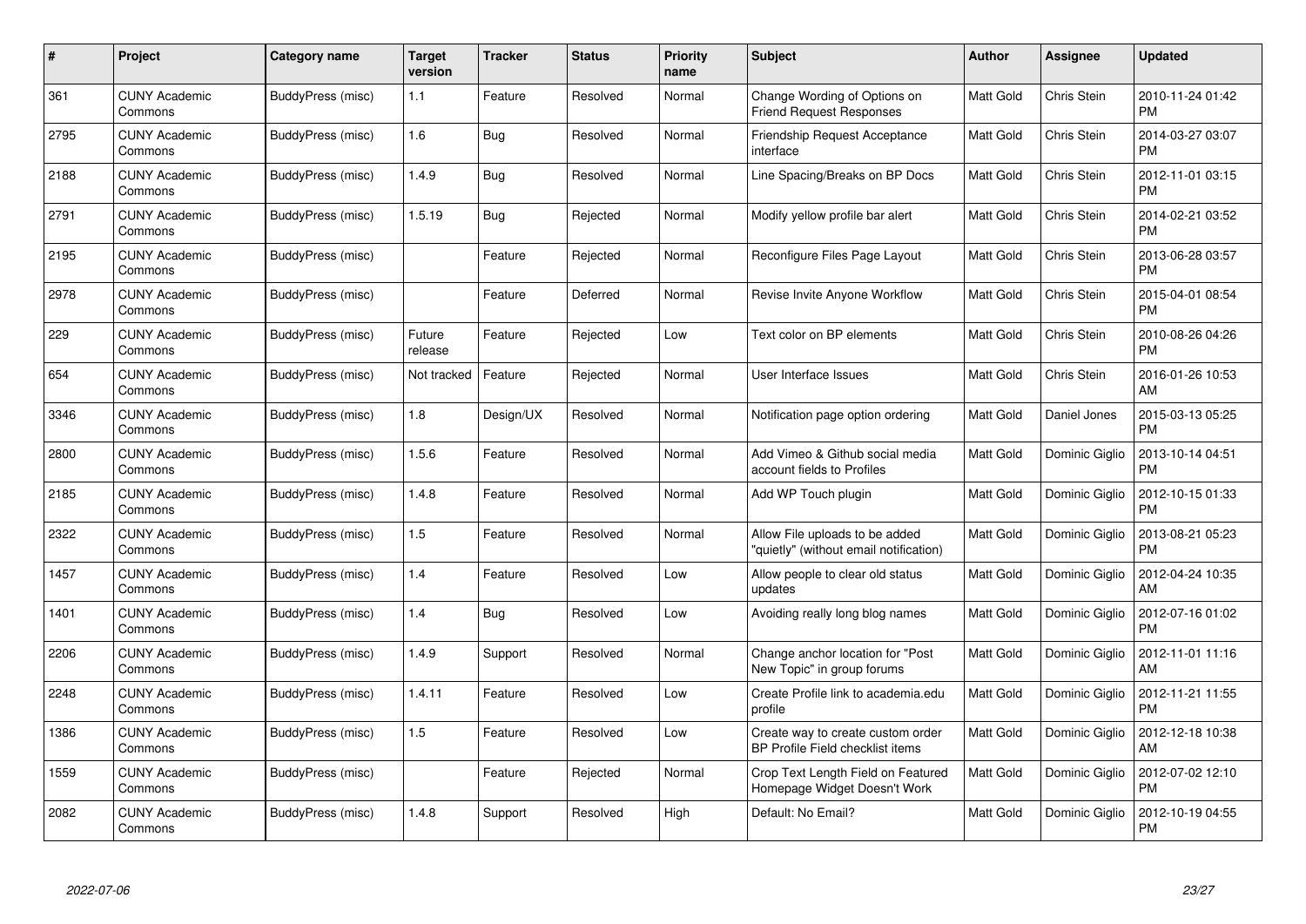| # | Project | Category name | Target version | Tracker | Status | Priority name | Subject | Author | Assignee | Updated |
|---|---|---|---|---|---|---|---|---|---|---|
| 361 | CUNY Academic Commons | BuddyPress (misc) | 1.1 | Feature | Resolved | Normal | Change Wording of Options on Friend Request Responses | Matt Gold | Chris Stein | 2010-11-24 01:42 PM |
| 2795 | CUNY Academic Commons | BuddyPress (misc) | 1.6 | Bug | Resolved | Normal | Friendship Request Acceptance interface | Matt Gold | Chris Stein | 2014-03-27 03:07 PM |
| 2188 | CUNY Academic Commons | BuddyPress (misc) | 1.4.9 | Bug | Resolved | Normal | Line Spacing/Breaks on BP Docs | Matt Gold | Chris Stein | 2012-11-01 03:15 PM |
| 2791 | CUNY Academic Commons | BuddyPress (misc) | 1.5.19 | Bug | Rejected | Normal | Modify yellow profile bar alert | Matt Gold | Chris Stein | 2014-02-21 03:52 PM |
| 2195 | CUNY Academic Commons | BuddyPress (misc) | | Feature | Rejected | Normal | Reconfigure Files Page Layout | Matt Gold | Chris Stein | 2013-06-28 03:57 PM |
| 2978 | CUNY Academic Commons | BuddyPress (misc) | | Feature | Deferred | Normal | Revise Invite Anyone Workflow | Matt Gold | Chris Stein | 2015-04-01 08:54 PM |
| 229 | CUNY Academic Commons | BuddyPress (misc) | Future release | Feature | Rejected | Low | Text color on BP elements | Matt Gold | Chris Stein | 2010-08-26 04:26 PM |
| 654 | CUNY Academic Commons | BuddyPress (misc) | Not tracked | Feature | Rejected | Normal | User Interface Issues | Matt Gold | Chris Stein | 2016-01-26 10:53 AM |
| 3346 | CUNY Academic Commons | BuddyPress (misc) | 1.8 | Design/UX | Resolved | Normal | Notification page option ordering | Matt Gold | Daniel Jones | 2015-03-13 05:25 PM |
| 2800 | CUNY Academic Commons | BuddyPress (misc) | 1.5.6 | Feature | Resolved | Normal | Add Vimeo & Github social media account fields to Profiles | Matt Gold | Dominic Giglio | 2013-10-14 04:51 PM |
| 2185 | CUNY Academic Commons | BuddyPress (misc) | 1.4.8 | Feature | Resolved | Normal | Add WP Touch plugin | Matt Gold | Dominic Giglio | 2012-10-15 01:33 PM |
| 2322 | CUNY Academic Commons | BuddyPress (misc) | 1.5 | Feature | Resolved | Normal | Allow File uploads to be added "quietly" (without email notification) | Matt Gold | Dominic Giglio | 2013-08-21 05:23 PM |
| 1457 | CUNY Academic Commons | BuddyPress (misc) | 1.4 | Feature | Resolved | Low | Allow people to clear old status updates | Matt Gold | Dominic Giglio | 2012-04-24 10:35 AM |
| 1401 | CUNY Academic Commons | BuddyPress (misc) | 1.4 | Bug | Resolved | Low | Avoiding really long blog names | Matt Gold | Dominic Giglio | 2012-07-16 01:02 PM |
| 2206 | CUNY Academic Commons | BuddyPress (misc) | 1.4.9 | Support | Resolved | Normal | Change anchor location for "Post New Topic" in group forums | Matt Gold | Dominic Giglio | 2012-11-01 11:16 AM |
| 2248 | CUNY Academic Commons | BuddyPress (misc) | 1.4.11 | Feature | Resolved | Low | Create Profile link to academia.edu profile | Matt Gold | Dominic Giglio | 2012-11-21 11:55 PM |
| 1386 | CUNY Academic Commons | BuddyPress (misc) | 1.5 | Feature | Resolved | Low | Create way to create custom order BP Profile Field checklist items | Matt Gold | Dominic Giglio | 2012-12-18 10:38 AM |
| 1559 | CUNY Academic Commons | BuddyPress (misc) | | Feature | Rejected | Normal | Crop Text Length Field on Featured Homepage Widget Doesn't Work | Matt Gold | Dominic Giglio | 2012-07-02 12:10 PM |
| 2082 | CUNY Academic Commons | BuddyPress (misc) | 1.4.8 | Support | Resolved | High | Default: No Email? | Matt Gold | Dominic Giglio | 2012-10-19 04:55 PM |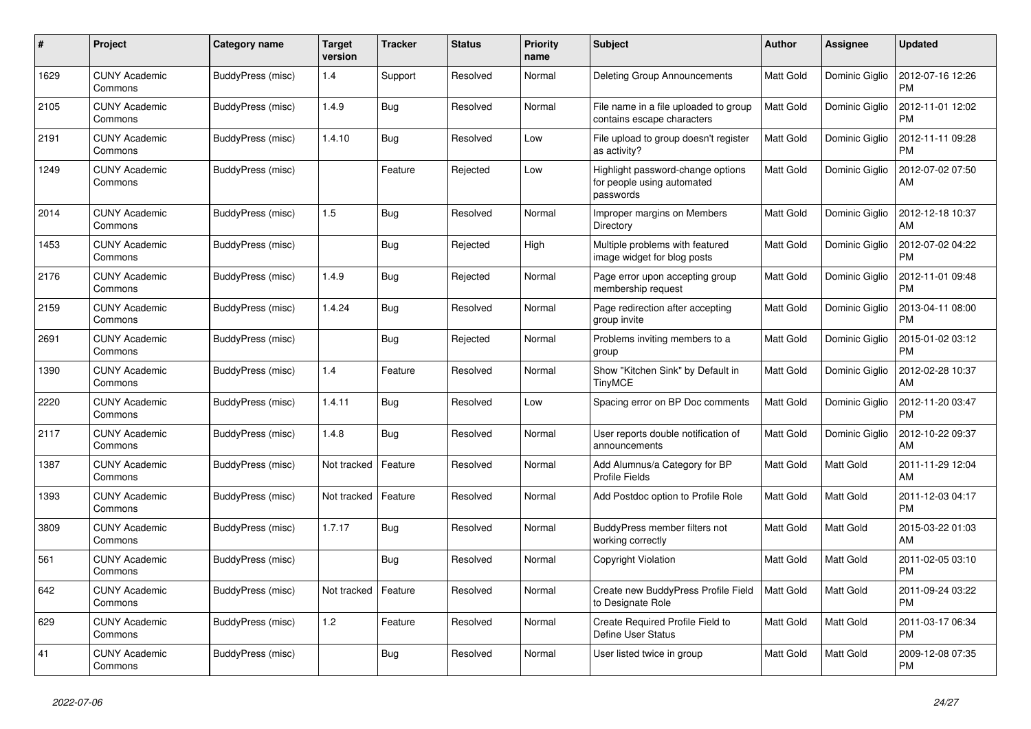| # | Project | Category name | Target version | Tracker | Status | Priority name | Subject | Author | Assignee | Updated |
|---|---|---|---|---|---|---|---|---|---|---|
| 1629 | CUNY Academic Commons | BuddyPress (misc) | 1.4 | Support | Resolved | Normal | Deleting Group Announcements | Matt Gold | Dominic Giglio | 2012-07-16 12:26 PM |
| 2105 | CUNY Academic Commons | BuddyPress (misc) | 1.4.9 | Bug | Resolved | Normal | File name in a file uploaded to group contains escape characters | Matt Gold | Dominic Giglio | 2012-11-01 12:02 PM |
| 2191 | CUNY Academic Commons | BuddyPress (misc) | 1.4.10 | Bug | Resolved | Low | File upload to group doesn't register as activity? | Matt Gold | Dominic Giglio | 2012-11-11 09:28 PM |
| 1249 | CUNY Academic Commons | BuddyPress (misc) | | Feature | Rejected | Low | Highlight password-change options for people using automated passwords | Matt Gold | Dominic Giglio | 2012-07-02 07:50 AM |
| 2014 | CUNY Academic Commons | BuddyPress (misc) | 1.5 | Bug | Resolved | Normal | Improper margins on Members Directory | Matt Gold | Dominic Giglio | 2012-12-18 10:37 AM |
| 1453 | CUNY Academic Commons | BuddyPress (misc) | | Bug | Rejected | High | Multiple problems with featured image widget for blog posts | Matt Gold | Dominic Giglio | 2012-07-02 04:22 PM |
| 2176 | CUNY Academic Commons | BuddyPress (misc) | 1.4.9 | Bug | Rejected | Normal | Page error upon accepting group membership request | Matt Gold | Dominic Giglio | 2012-11-01 09:48 PM |
| 2159 | CUNY Academic Commons | BuddyPress (misc) | 1.4.24 | Bug | Resolved | Normal | Page redirection after accepting group invite | Matt Gold | Dominic Giglio | 2013-04-11 08:00 PM |
| 2691 | CUNY Academic Commons | BuddyPress (misc) | | Bug | Rejected | Normal | Problems inviting members to a group | Matt Gold | Dominic Giglio | 2015-01-02 03:12 PM |
| 1390 | CUNY Academic Commons | BuddyPress (misc) | 1.4 | Feature | Resolved | Normal | Show "Kitchen Sink" by Default in TinyMCE | Matt Gold | Dominic Giglio | 2012-02-28 10:37 AM |
| 2220 | CUNY Academic Commons | BuddyPress (misc) | 1.4.11 | Bug | Resolved | Low | Spacing error on BP Doc comments | Matt Gold | Dominic Giglio | 2012-11-20 03:47 PM |
| 2117 | CUNY Academic Commons | BuddyPress (misc) | 1.4.8 | Bug | Resolved | Normal | User reports double notification of announcements | Matt Gold | Dominic Giglio | 2012-10-22 09:37 AM |
| 1387 | CUNY Academic Commons | BuddyPress (misc) | Not tracked | Feature | Resolved | Normal | Add Alumnus/a Category for BP Profile Fields | Matt Gold | Matt Gold | 2011-11-29 12:04 AM |
| 1393 | CUNY Academic Commons | BuddyPress (misc) | Not tracked | Feature | Resolved | Normal | Add Postdoc option to Profile Role | Matt Gold | Matt Gold | 2011-12-03 04:17 PM |
| 3809 | CUNY Academic Commons | BuddyPress (misc) | 1.7.17 | Bug | Resolved | Normal | BuddyPress member filters not working correctly | Matt Gold | Matt Gold | 2015-03-22 01:03 AM |
| 561 | CUNY Academic Commons | BuddyPress (misc) | | Bug | Resolved | Normal | Copyright Violation | Matt Gold | Matt Gold | 2011-02-05 03:10 PM |
| 642 | CUNY Academic Commons | BuddyPress (misc) | Not tracked | Feature | Resolved | Normal | Create new BuddyPress Profile Field to Designate Role | Matt Gold | Matt Gold | 2011-09-24 03:22 PM |
| 629 | CUNY Academic Commons | BuddyPress (misc) | 1.2 | Feature | Resolved | Normal | Create Required Profile Field to Define User Status | Matt Gold | Matt Gold | 2011-03-17 06:34 PM |
| 41 | CUNY Academic Commons | BuddyPress (misc) | | Bug | Resolved | Normal | User listed twice in group | Matt Gold | Matt Gold | 2009-12-08 07:35 PM |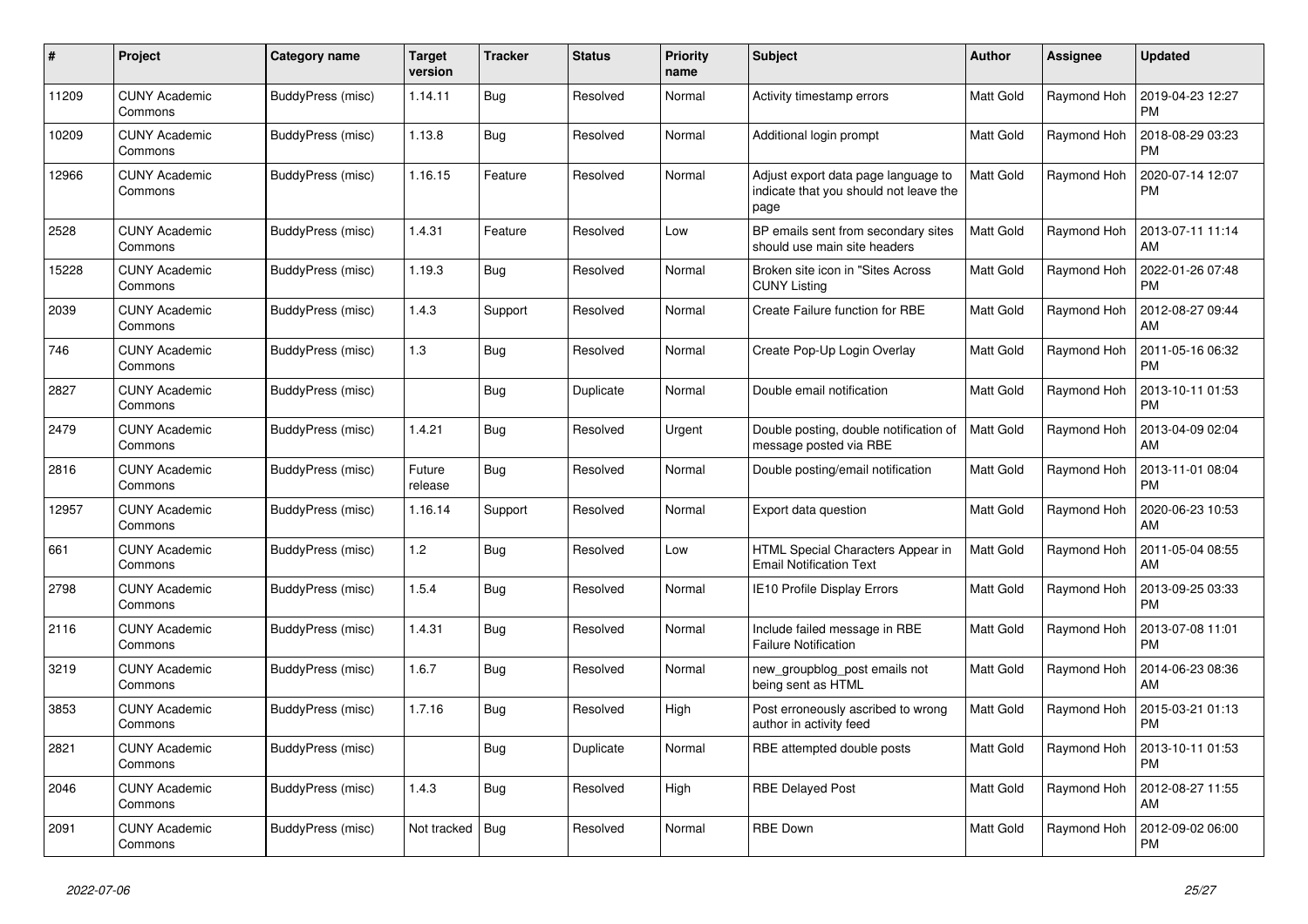| # | Project | Category name | Target version | Tracker | Status | Priority name | Subject | Author | Assignee | Updated |
|---|---|---|---|---|---|---|---|---|---|---|
| 11209 | CUNY Academic Commons | BuddyPress (misc) | 1.14.11 | Bug | Resolved | Normal | Activity timestamp errors | Matt Gold | Raymond Hoh | 2019-04-23 12:27 PM |
| 10209 | CUNY Academic Commons | BuddyPress (misc) | 1.13.8 | Bug | Resolved | Normal | Additional login prompt | Matt Gold | Raymond Hoh | 2018-08-29 03:23 PM |
| 12966 | CUNY Academic Commons | BuddyPress (misc) | 1.16.15 | Feature | Resolved | Normal | Adjust export data page language to indicate that you should not leave the page | Matt Gold | Raymond Hoh | 2020-07-14 12:07 PM |
| 2528 | CUNY Academic Commons | BuddyPress (misc) | 1.4.31 | Feature | Resolved | Low | BP emails sent from secondary sites should use main site headers | Matt Gold | Raymond Hoh | 2013-07-11 11:14 AM |
| 15228 | CUNY Academic Commons | BuddyPress (misc) | 1.19.3 | Bug | Resolved | Normal | Broken site icon in "Sites Across CUNY Listing | Matt Gold | Raymond Hoh | 2022-01-26 07:48 PM |
| 2039 | CUNY Academic Commons | BuddyPress (misc) | 1.4.3 | Support | Resolved | Normal | Create Failure function for RBE | Matt Gold | Raymond Hoh | 2012-08-27 09:44 AM |
| 746 | CUNY Academic Commons | BuddyPress (misc) | 1.3 | Bug | Resolved | Normal | Create Pop-Up Login Overlay | Matt Gold | Raymond Hoh | 2011-05-16 06:32 PM |
| 2827 | CUNY Academic Commons | BuddyPress (misc) | | Bug | Duplicate | Normal | Double email notification | Matt Gold | Raymond Hoh | 2013-10-11 01:53 PM |
| 2479 | CUNY Academic Commons | BuddyPress (misc) | 1.4.21 | Bug | Resolved | Urgent | Double posting, double notification of message posted via RBE | Matt Gold | Raymond Hoh | 2013-04-09 02:04 AM |
| 2816 | CUNY Academic Commons | BuddyPress (misc) | Future release | Bug | Resolved | Normal | Double posting/email notification | Matt Gold | Raymond Hoh | 2013-11-01 08:04 PM |
| 12957 | CUNY Academic Commons | BuddyPress (misc) | 1.16.14 | Support | Resolved | Normal | Export data question | Matt Gold | Raymond Hoh | 2020-06-23 10:53 AM |
| 661 | CUNY Academic Commons | BuddyPress (misc) | 1.2 | Bug | Resolved | Low | HTML Special Characters Appear in Email Notification Text | Matt Gold | Raymond Hoh | 2011-05-04 08:55 AM |
| 2798 | CUNY Academic Commons | BuddyPress (misc) | 1.5.4 | Bug | Resolved | Normal | IE10 Profile Display Errors | Matt Gold | Raymond Hoh | 2013-09-25 03:33 PM |
| 2116 | CUNY Academic Commons | BuddyPress (misc) | 1.4.31 | Bug | Resolved | Normal | Include failed message in RBE Failure Notification | Matt Gold | Raymond Hoh | 2013-07-08 11:01 PM |
| 3219 | CUNY Academic Commons | BuddyPress (misc) | 1.6.7 | Bug | Resolved | Normal | new_groupblog_post emails not being sent as HTML | Matt Gold | Raymond Hoh | 2014-06-23 08:36 AM |
| 3853 | CUNY Academic Commons | BuddyPress (misc) | 1.7.16 | Bug | Resolved | High | Post erroneously ascribed to wrong author in activity feed | Matt Gold | Raymond Hoh | 2015-03-21 01:13 PM |
| 2821 | CUNY Academic Commons | BuddyPress (misc) | | Bug | Duplicate | Normal | RBE attempted double posts | Matt Gold | Raymond Hoh | 2013-10-11 01:53 PM |
| 2046 | CUNY Academic Commons | BuddyPress (misc) | 1.4.3 | Bug | Resolved | High | RBE Delayed Post | Matt Gold | Raymond Hoh | 2012-08-27 11:55 AM |
| 2091 | CUNY Academic Commons | BuddyPress (misc) | Not tracked | Bug | Resolved | Normal | RBE Down | Matt Gold | Raymond Hoh | 2012-09-02 06:00 PM |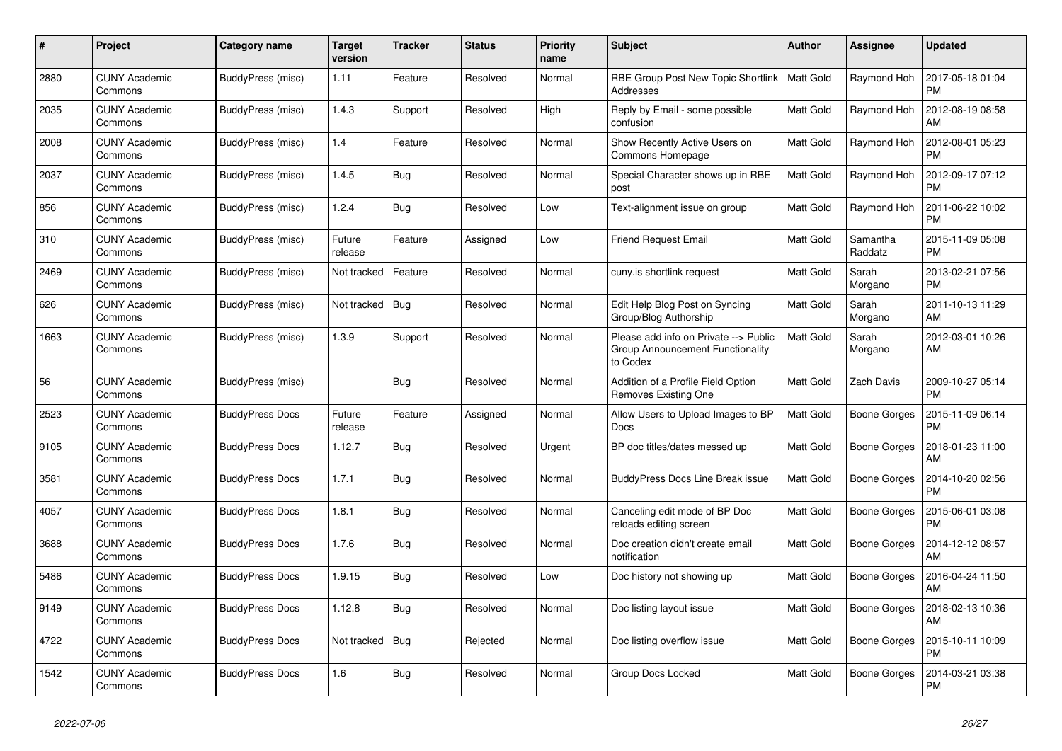| # | Project | Category name | Target version | Tracker | Status | Priority name | Subject | Author | Assignee | Updated |
|---|---|---|---|---|---|---|---|---|---|---|
| 2880 | CUNY Academic Commons | BuddyPress (misc) | 1.11 | Feature | Resolved | Normal | RBE Group Post New Topic Shortlink Addresses | Matt Gold | Raymond Hoh | 2017-05-18 01:04 PM |
| 2035 | CUNY Academic Commons | BuddyPress (misc) | 1.4.3 | Support | Resolved | High | Reply by Email - some possible confusion | Matt Gold | Raymond Hoh | 2012-08-19 08:58 AM |
| 2008 | CUNY Academic Commons | BuddyPress (misc) | 1.4 | Feature | Resolved | Normal | Show Recently Active Users on Commons Homepage | Matt Gold | Raymond Hoh | 2012-08-01 05:23 PM |
| 2037 | CUNY Academic Commons | BuddyPress (misc) | 1.4.5 | Bug | Resolved | Normal | Special Character shows up in RBE post | Matt Gold | Raymond Hoh | 2012-09-17 07:12 PM |
| 856 | CUNY Academic Commons | BuddyPress (misc) | 1.2.4 | Bug | Resolved | Low | Text-alignment issue on group | Matt Gold | Raymond Hoh | 2011-06-22 10:02 PM |
| 310 | CUNY Academic Commons | BuddyPress (misc) | Future release | Feature | Assigned | Low | Friend Request Email | Matt Gold | Samantha Raddatz | 2015-11-09 05:08 PM |
| 2469 | CUNY Academic Commons | BuddyPress (misc) | Not tracked | Feature | Resolved | Normal | cuny.is shortlink request | Matt Gold | Sarah Morgano | 2013-02-21 07:56 PM |
| 626 | CUNY Academic Commons | BuddyPress (misc) | Not tracked | Bug | Resolved | Normal | Edit Help Blog Post on Syncing Group/Blog Authorship | Matt Gold | Sarah Morgano | 2011-10-13 11:29 AM |
| 1663 | CUNY Academic Commons | BuddyPress (misc) | 1.3.9 | Support | Resolved | Normal | Please add info on Private --> Public Group Announcement Functionality to Codex | Matt Gold | Sarah Morgano | 2012-03-01 10:26 AM |
| 56 | CUNY Academic Commons | BuddyPress (misc) | | Bug | Resolved | Normal | Addition of a Profile Field Option Removes Existing One | Matt Gold | Zach Davis | 2009-10-27 05:14 PM |
| 2523 | CUNY Academic Commons | BuddyPress Docs | Future release | Feature | Assigned | Normal | Allow Users to Upload Images to BP Docs | Matt Gold | Boone Gorges | 2015-11-09 06:14 PM |
| 9105 | CUNY Academic Commons | BuddyPress Docs | 1.12.7 | Bug | Resolved | Urgent | BP doc titles/dates messed up | Matt Gold | Boone Gorges | 2018-01-23 11:00 AM |
| 3581 | CUNY Academic Commons | BuddyPress Docs | 1.7.1 | Bug | Resolved | Normal | BuddyPress Docs Line Break issue | Matt Gold | Boone Gorges | 2014-10-20 02:56 PM |
| 4057 | CUNY Academic Commons | BuddyPress Docs | 1.8.1 | Bug | Resolved | Normal | Canceling edit mode of BP Doc reloads editing screen | Matt Gold | Boone Gorges | 2015-06-01 03:08 PM |
| 3688 | CUNY Academic Commons | BuddyPress Docs | 1.7.6 | Bug | Resolved | Normal | Doc creation didn't create email notification | Matt Gold | Boone Gorges | 2014-12-12 08:57 AM |
| 5486 | CUNY Academic Commons | BuddyPress Docs | 1.9.15 | Bug | Resolved | Low | Doc history not showing up | Matt Gold | Boone Gorges | 2016-04-24 11:50 AM |
| 9149 | CUNY Academic Commons | BuddyPress Docs | 1.12.8 | Bug | Resolved | Normal | Doc listing layout issue | Matt Gold | Boone Gorges | 2018-02-13 10:36 AM |
| 4722 | CUNY Academic Commons | BuddyPress Docs | Not tracked | Bug | Rejected | Normal | Doc listing overflow issue | Matt Gold | Boone Gorges | 2015-10-11 10:09 PM |
| 1542 | CUNY Academic Commons | BuddyPress Docs | 1.6 | Bug | Resolved | Normal | Group Docs Locked | Matt Gold | Boone Gorges | 2014-03-21 03:38 PM |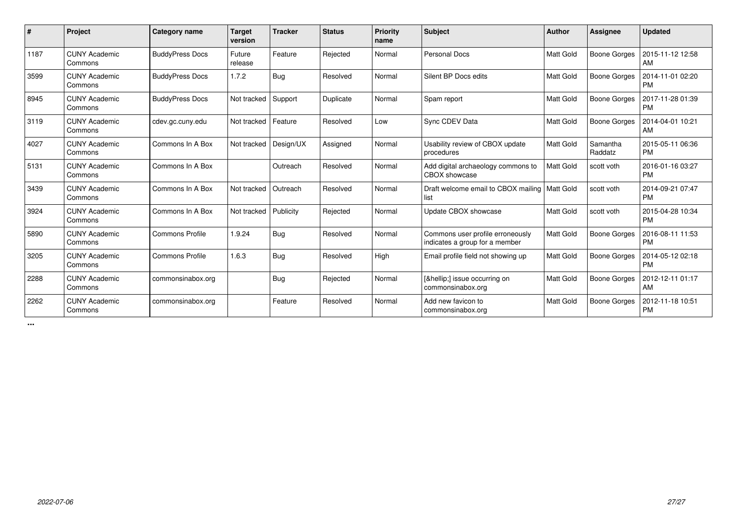| # | Project | Category name | Target version | Tracker | Status | Priority name | Subject | Author | Assignee | Updated |
|---|---|---|---|---|---|---|---|---|---|---|
| 1187 | CUNY Academic Commons | BuddyPress Docs | Future release | Feature | Rejected | Normal | Personal Docs | Matt Gold | Boone Gorges | 2015-11-12 12:58 AM |
| 3599 | CUNY Academic Commons | BuddyPress Docs | 1.7.2 | Bug | Resolved | Normal | Silent BP Docs edits | Matt Gold | Boone Gorges | 2014-11-01 02:20 PM |
| 8945 | CUNY Academic Commons | BuddyPress Docs | Not tracked | Support | Duplicate | Normal | Spam report | Matt Gold | Boone Gorges | 2017-11-28 01:39 PM |
| 3119 | CUNY Academic Commons | cdev.gc.cuny.edu | Not tracked | Feature | Resolved | Low | Sync CDEV Data | Matt Gold | Boone Gorges | 2014-04-01 10:21 AM |
| 4027 | CUNY Academic Commons | Commons In A Box | Not tracked | Design/UX | Assigned | Normal | Usability review of CBOX update procedures | Matt Gold | Samantha Raddatz | 2015-05-11 06:36 PM |
| 5131 | CUNY Academic Commons | Commons In A Box | | Outreach | Resolved | Normal | Add digital archaeology commons to CBOX showcase | Matt Gold | scott voth | 2016-01-16 03:27 PM |
| 3439 | CUNY Academic Commons | Commons In A Box | Not tracked | Outreach | Resolved | Normal | Draft welcome email to CBOX mailing list | Matt Gold | scott voth | 2014-09-21 07:47 PM |
| 3924 | CUNY Academic Commons | Commons In A Box | Not tracked | Publicity | Rejected | Normal | Update CBOX showcase | Matt Gold | scott voth | 2015-04-28 10:34 PM |
| 5890 | CUNY Academic Commons | Commons Profile | 1.9.24 | Bug | Resolved | Normal | Commons user profile erroneously indicates a group for a member | Matt Gold | Boone Gorges | 2016-08-11 11:53 PM |
| 3205 | CUNY Academic Commons | Commons Profile | 1.6.3 | Bug | Resolved | High | Email profile field not showing up | Matt Gold | Boone Gorges | 2014-05-12 02:18 PM |
| 2288 | CUNY Academic Commons | commonsinabox.org | | Bug | Rejected | Normal | [&hellip;] issue occurring on commonsinabox.org | Matt Gold | Boone Gorges | 2012-12-11 01:17 AM |
| 2262 | CUNY Academic Commons | commonsinabox.org | | Feature | Resolved | Normal | Add new favicon to commonsinabox.org | Matt Gold | Boone Gorges | 2012-11-18 10:51 PM |

...